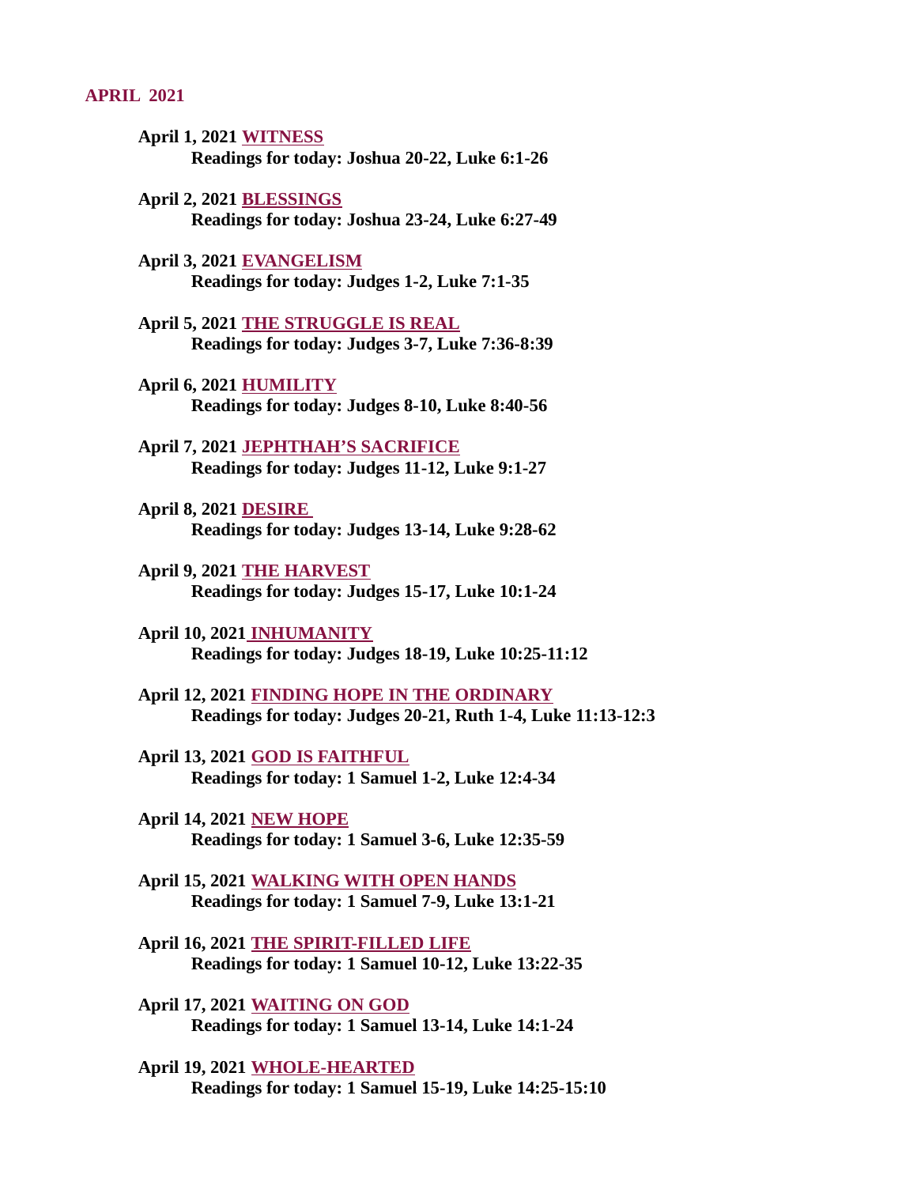## APRIL 2021

**April 1, 2021 WITNESS**
**Readings for today: Joshua 20-22, Luke 6:1-26**

**April 2, 2021 BLESSINGS**
**Readings for today: Joshua 23-24, Luke 6:27-49**

**April 3, 2021 EVANGELISM**
**Readings for today: Judges 1-2, Luke 7:1-35**

**April 5, 2021 THE STRUGGLE IS REAL**
**Readings for today: Judges 3-7, Luke 7:36-8:39**

**April 6, 2021 HUMILITY**
**Readings for today: Judges 8-10, Luke 8:40-56**

**April 7, 2021 JEPHTHAH'S SACRIFICE**
**Readings for today: Judges 11-12, Luke 9:1-27**

**April 8, 2021 DESIRE**
**Readings for today: Judges 13-14, Luke 9:28-62**

**April 9, 2021 THE HARVEST**
**Readings for today: Judges 15-17, Luke 10:1-24**

**April 10, 2021 INHUMANITY**
**Readings for today: Judges 18-19, Luke 10:25-11:12**

**April 12, 2021 FINDING HOPE IN THE ORDINARY**
**Readings for today: Judges 20-21, Ruth 1-4, Luke 11:13-12:3**

**April 13, 2021 GOD IS FAITHFUL**
**Readings for today: 1 Samuel 1-2, Luke 12:4-34**

**April 14, 2021 NEW HOPE**
**Readings for today: 1 Samuel 3-6, Luke 12:35-59**

**April 15, 2021 WALKING WITH OPEN HANDS**
**Readings for today: 1 Samuel 7-9, Luke 13:1-21**

**April 16, 2021 THE SPIRIT-FILLED LIFE**
**Readings for today: 1 Samuel 10-12, Luke 13:22-35**

**April 17, 2021 WAITING ON GOD**
**Readings for today: 1 Samuel 13-14, Luke 14:1-24**

**April 19, 2021 WHOLE-HEARTED**
**Readings for today: 1 Samuel 15-19, Luke 14:25-15:10**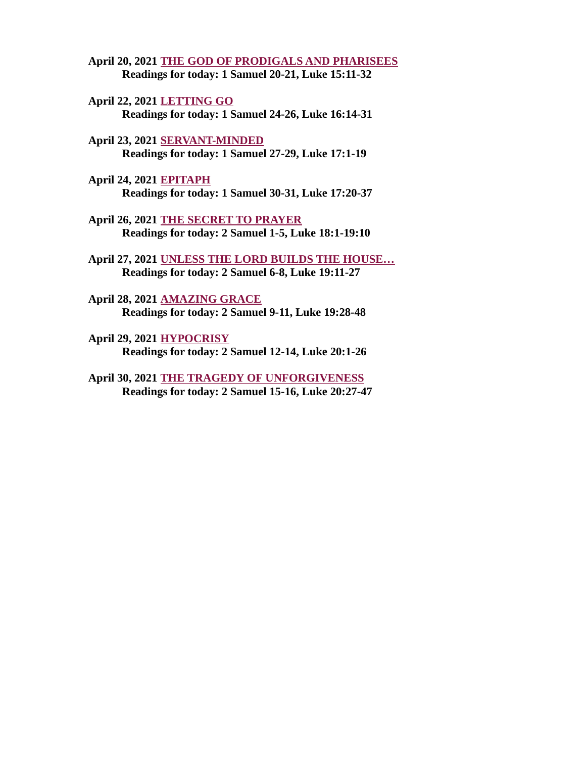**April 20, 2021 THE GOD OF PRODIGALS AND PHARISEES**
**Readings for today: 1 Samuel 20-21, Luke 15:11-32**

**April 22, 2021 LETTING GO**
**Readings for today: 1 Samuel 24-26, Luke 16:14-31**

**April 23, 2021 SERVANT-MINDED**
**Readings for today: 1 Samuel 27-29, Luke 17:1-19**

**April 24, 2021 EPITAPH**
**Readings for today: 1 Samuel 30-31, Luke 17:20-37**

**April 26, 2021 THE SECRET TO PRAYER**
**Readings for today: 2 Samuel 1-5, Luke 18:1-19:10**

**April 27, 2021 UNLESS THE LORD BUILDS THE HOUSE…**
**Readings for today: 2 Samuel 6-8, Luke 19:11-27**

**April 28, 2021 AMAZING GRACE**
**Readings for today: 2 Samuel 9-11, Luke 19:28-48**

**April 29, 2021 HYPOCRISY**
**Readings for today: 2 Samuel 12-14, Luke 20:1-26**

**April 30, 2021 THE TRAGEDY OF UNFORGIVENESS**
**Readings for today: 2 Samuel 15-16, Luke 20:27-47**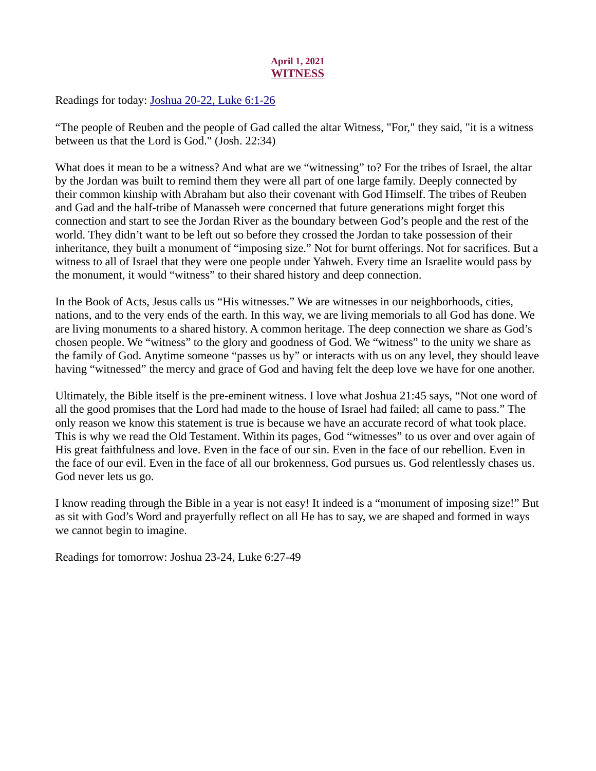**April 1, 2021**
## WITNESS

Readings for today: Joshua 20-22, Luke 6:1-26

“The people of Reuben and the people of Gad called the altar Witness, "For," they said, "it is a witness between us that the Lord is God." (Josh. 22:34)

What does it mean to be a witness? And what are we “witnessing” to? For the tribes of Israel, the altar by the Jordan was built to remind them they were all part of one large family. Deeply connected by their common kinship with Abraham but also their covenant with God Himself. The tribes of Reuben and Gad and the half-tribe of Manasseh were concerned that future generations might forget this connection and start to see the Jordan River as the boundary between God’s people and the rest of the world. They didn’t want to be left out so before they crossed the Jordan to take possession of their inheritance, they built a monument of “imposing size.” Not for burnt offerings. Not for sacrifices. But a witness to all of Israel that they were one people under Yahweh. Every time an Israelite would pass by the monument, it would “witness” to their shared history and deep connection.

In the Book of Acts, Jesus calls us “His witnesses.” We are witnesses in our neighborhoods, cities, nations, and to the very ends of the earth. In this way, we are living memorials to all God has done. We are living monuments to a shared history. A common heritage. The deep connection we share as God’s chosen people. We “witness” to the glory and goodness of God. We “witness” to the unity we share as the family of God. Anytime someone “passes us by” or interacts with us on any level, they should leave having “witnessed” the mercy and grace of God and having felt the deep love we have for one another.

Ultimately, the Bible itself is the pre-eminent witness. I love what Joshua 21:45 says, “Not one word of all the good promises that the Lord had made to the house of Israel had failed; all came to pass.” The only reason we know this statement is true is because we have an accurate record of what took place. This is why we read the Old Testament. Within its pages, God “witnesses” to us over and over again of His great faithfulness and love. Even in the face of our sin. Even in the face of our rebellion. Even in the face of our evil. Even in the face of all our brokenness, God pursues us. God relentlessly chases us. God never lets us go.

I know reading through the Bible in a year is not easy! It indeed is a “monument of imposing size!” But as sit with God’s Word and prayerfully reflect on all He has to say, we are shaped and formed in ways we cannot begin to imagine.

Readings for tomorrow: Joshua 23-24, Luke 6:27-49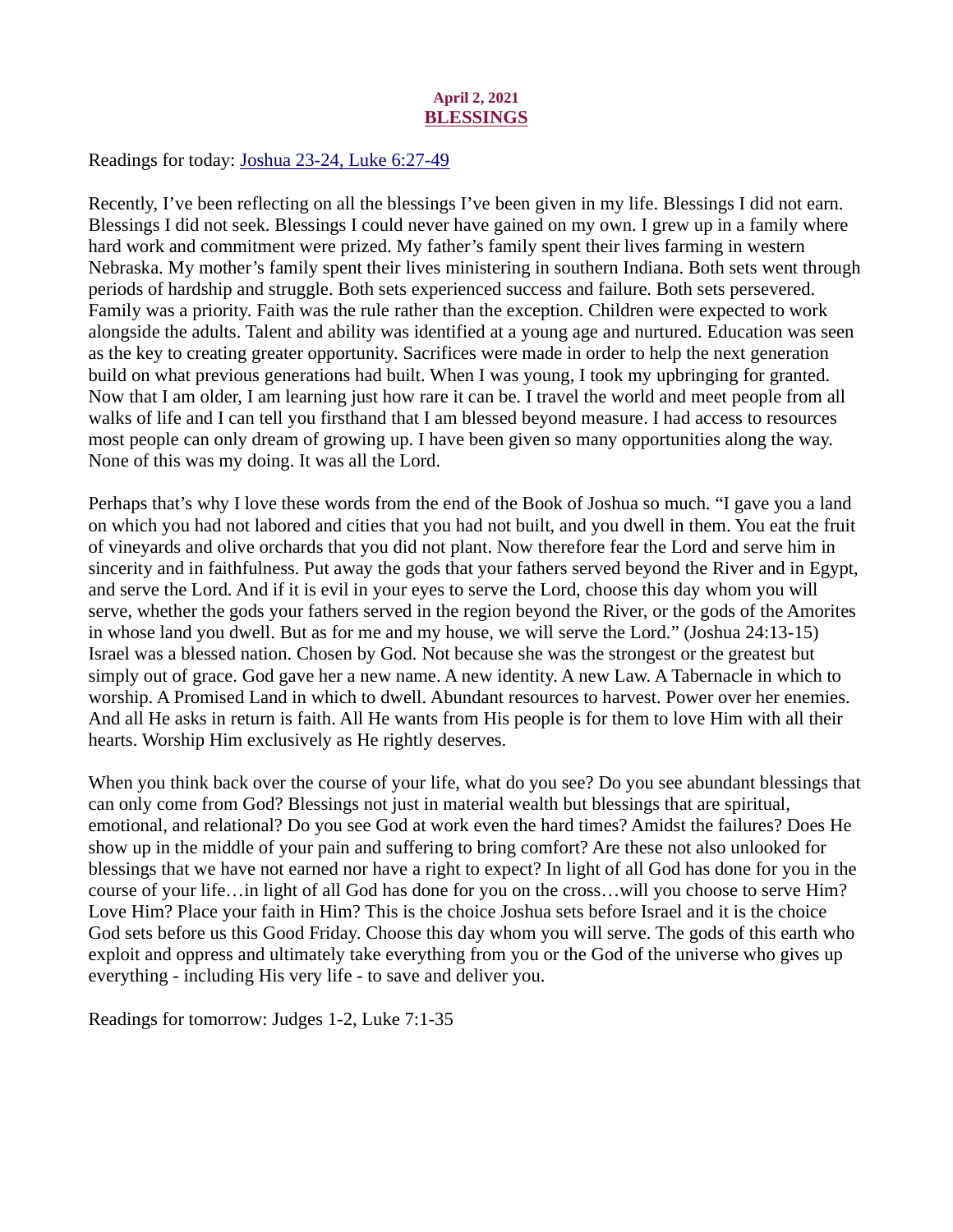**April 2, 2021**

# BLESSINGS

Readings for today: Joshua 23-24, Luke 6:27-49

Recently, I've been reflecting on all the blessings I've been given in my life. Blessings I did not earn. Blessings I did not seek. Blessings I could never have gained on my own. I grew up in a family where hard work and commitment were prized. My father's family spent their lives farming in western Nebraska. My mother's family spent their lives ministering in southern Indiana. Both sets went through periods of hardship and struggle. Both sets experienced success and failure. Both sets persevered. Family was a priority. Faith was the rule rather than the exception. Children were expected to work alongside the adults. Talent and ability was identified at a young age and nurtured. Education was seen as the key to creating greater opportunity. Sacrifices were made in order to help the next generation build on what previous generations had built. When I was young, I took my upbringing for granted. Now that I am older, I am learning just how rare it can be. I travel the world and meet people from all walks of life and I can tell you firsthand that I am blessed beyond measure. I had access to resources most people can only dream of growing up. I have been given so many opportunities along the way. None of this was my doing. It was all the Lord.

Perhaps that's why I love these words from the end of the Book of Joshua so much. "I gave you a land on which you had not labored and cities that you had not built, and you dwell in them. You eat the fruit of vineyards and olive orchards that you did not plant. Now therefore fear the Lord and serve him in sincerity and in faithfulness. Put away the gods that your fathers served beyond the River and in Egypt, and serve the Lord. And if it is evil in your eyes to serve the Lord, choose this day whom you will serve, whether the gods your fathers served in the region beyond the River, or the gods of the Amorites in whose land you dwell. But as for me and my house, we will serve the Lord." (Joshua 24:13-15) Israel was a blessed nation. Chosen by God. Not because she was the strongest or the greatest but simply out of grace. God gave her a new name. A new identity. A new Law. A Tabernacle in which to worship. A Promised Land in which to dwell. Abundant resources to harvest. Power over her enemies. And all He asks in return is faith. All He wants from His people is for them to love Him with all their hearts. Worship Him exclusively as He rightly deserves.

When you think back over the course of your life, what do you see? Do you see abundant blessings that can only come from God? Blessings not just in material wealth but blessings that are spiritual, emotional, and relational? Do you see God at work even the hard times? Amidst the failures? Does He show up in the middle of your pain and suffering to bring comfort? Are these not also unlooked for blessings that we have not earned nor have a right to expect? In light of all God has done for you in the course of your life…in light of all God has done for you on the cross…will you choose to serve Him? Love Him? Place your faith in Him? This is the choice Joshua sets before Israel and it is the choice God sets before us this Good Friday. Choose this day whom you will serve. The gods of this earth who exploit and oppress and ultimately take everything from you or the God of the universe who gives up everything - including His very life - to save and deliver you.

Readings for tomorrow: Judges 1-2, Luke 7:1-35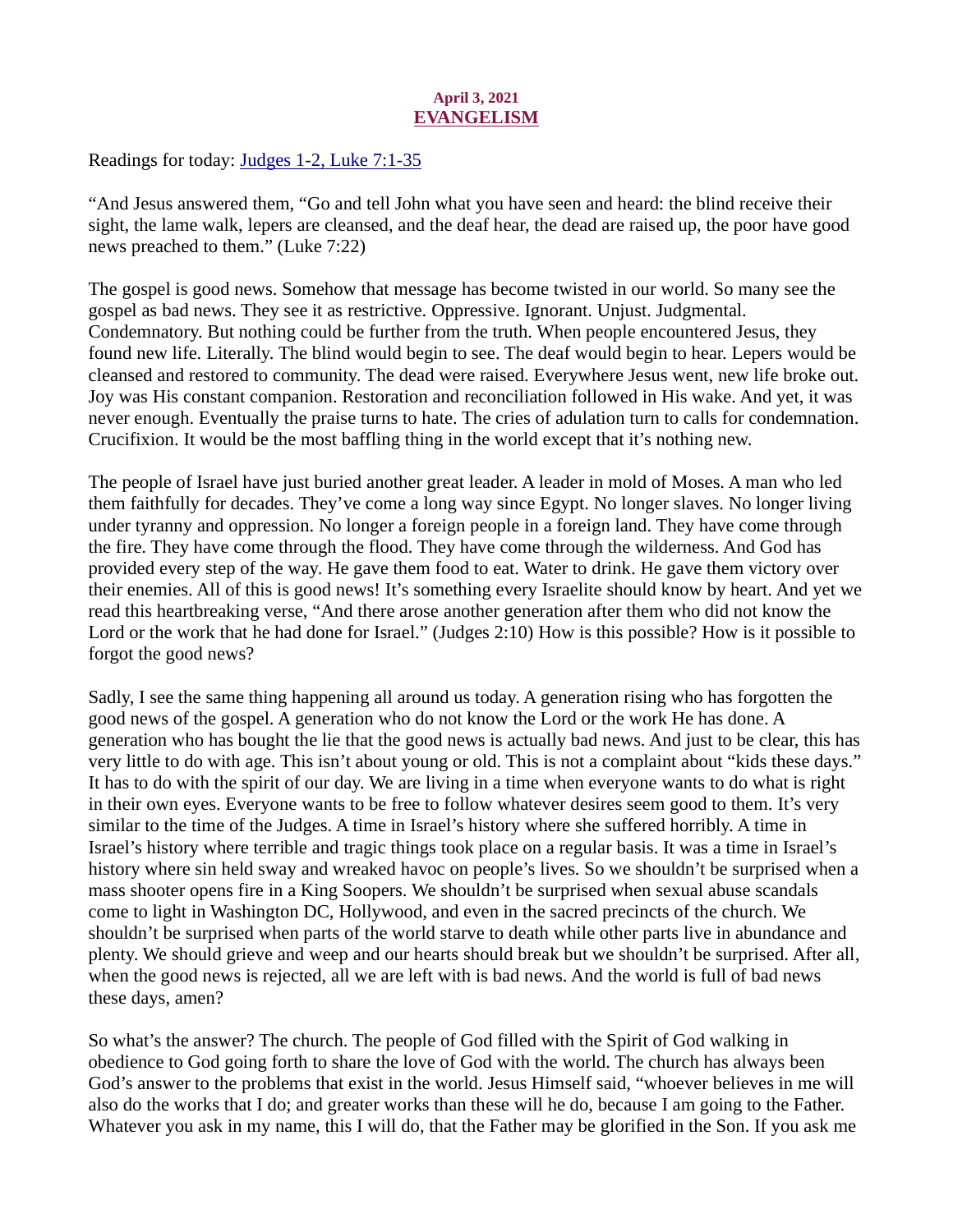**April 3, 2021**

# EVANGELISM

Readings for today: [Judges 1-2, Luke 7:1-35]

"And Jesus answered them, "Go and tell John what you have seen and heard: the blind receive their sight, the lame walk, lepers are cleansed, and the deaf hear, the dead are raised up, the poor have good news preached to them." (Luke 7:22)

The gospel is good news. Somehow that message has become twisted in our world. So many see the gospel as bad news. They see it as restrictive. Oppressive. Ignorant. Unjust. Judgmental. Condemnatory. But nothing could be further from the truth. When people encountered Jesus, they found new life. Literally. The blind would begin to see. The deaf would begin to hear. Lepers would be cleansed and restored to community. The dead were raised. Everywhere Jesus went, new life broke out. Joy was His constant companion. Restoration and reconciliation followed in His wake. And yet, it was never enough. Eventually the praise turns to hate. The cries of adulation turn to calls for condemnation. Crucifixion. It would be the most baffling thing in the world except that it's nothing new.

The people of Israel have just buried another great leader. A leader in mold of Moses. A man who led them faithfully for decades. They've come a long way since Egypt. No longer slaves. No longer living under tyranny and oppression. No longer a foreign people in a foreign land. They have come through the fire. They have come through the flood. They have come through the wilderness. And God has provided every step of the way. He gave them food to eat. Water to drink. He gave them victory over their enemies. All of this is good news! It's something every Israelite should know by heart. And yet we read this heartbreaking verse, "And there arose another generation after them who did not know the Lord or the work that he had done for Israel." (Judges 2:10) How is this possible? How is it possible to forgot the good news?

Sadly, I see the same thing happening all around us today. A generation rising who has forgotten the good news of the gospel. A generation who do not know the Lord or the work He has done. A generation who has bought the lie that the good news is actually bad news. And just to be clear, this has very little to do with age. This isn't about young or old. This is not a complaint about "kids these days." It has to do with the spirit of our day. We are living in a time when everyone wants to do what is right in their own eyes. Everyone wants to be free to follow whatever desires seem good to them. It's very similar to the time of the Judges. A time in Israel's history where she suffered horribly. A time in Israel's history where terrible and tragic things took place on a regular basis. It was a time in Israel's history where sin held sway and wreaked havoc on people's lives. So we shouldn't be surprised when a mass shooter opens fire in a King Soopers. We shouldn't be surprised when sexual abuse scandals come to light in Washington DC, Hollywood, and even in the sacred precincts of the church. We shouldn't be surprised when parts of the world starve to death while other parts live in abundance and plenty. We should grieve and weep and our hearts should break but we shouldn't be surprised. After all, when the good news is rejected, all we are left with is bad news. And the world is full of bad news these days, amen?

So what's the answer? The church. The people of God filled with the Spirit of God walking in obedience to God going forth to share the love of God with the world. The church has always been God's answer to the problems that exist in the world. Jesus Himself said, "whoever believes in me will also do the works that I do; and greater works than these will he do, because I am going to the Father. Whatever you ask in my name, this I will do, that the Father may be glorified in the Son. If you ask me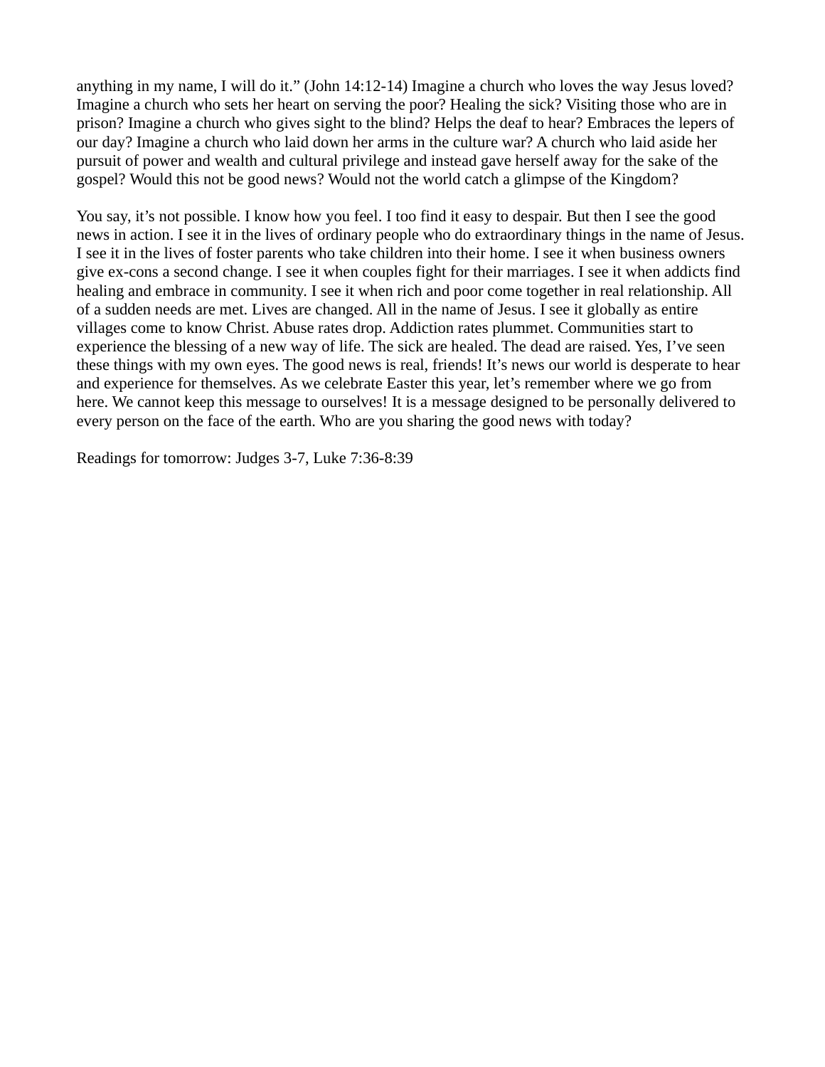anything in my name, I will do it." (John 14:12-14) Imagine a church who loves the way Jesus loved? Imagine a church who sets her heart on serving the poor? Healing the sick? Visiting those who are in prison? Imagine a church who gives sight to the blind? Helps the deaf to hear? Embraces the lepers of our day? Imagine a church who laid down her arms in the culture war? A church who laid aside her pursuit of power and wealth and cultural privilege and instead gave herself away for the sake of the gospel? Would this not be good news? Would not the world catch a glimpse of the Kingdom?

You say, it's not possible. I know how you feel. I too find it easy to despair. But then I see the good news in action. I see it in the lives of ordinary people who do extraordinary things in the name of Jesus. I see it in the lives of foster parents who take children into their home. I see it when business owners give ex-cons a second change. I see it when couples fight for their marriages. I see it when addicts find healing and embrace in community. I see it when rich and poor come together in real relationship. All of a sudden needs are met. Lives are changed. All in the name of Jesus. I see it globally as entire villages come to know Christ. Abuse rates drop. Addiction rates plummet. Communities start to experience the blessing of a new way of life. The sick are healed. The dead are raised. Yes, I've seen these things with my own eyes. The good news is real, friends! It's news our world is desperate to hear and experience for themselves. As we celebrate Easter this year, let's remember where we go from here. We cannot keep this message to ourselves! It is a message designed to be personally delivered to every person on the face of the earth. Who are you sharing the good news with today?

Readings for tomorrow: Judges 3-7, Luke 7:36-8:39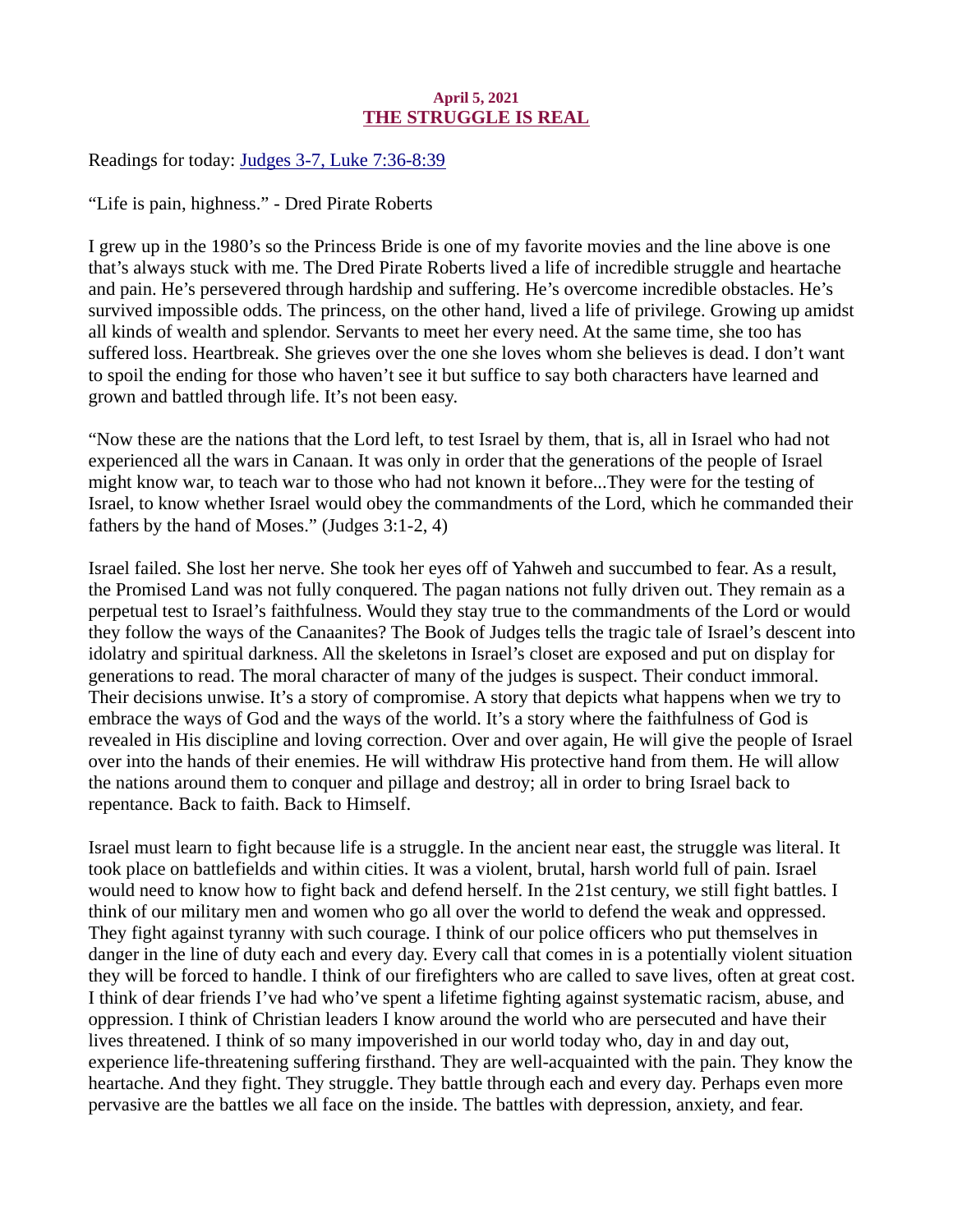April 5, 2021

## THE STRUGGLE IS REAL

Readings for today: Judges 3-7, Luke 7:36-8:39

"Life is pain, highness." - Dred Pirate Roberts

I grew up in the 1980's so the Princess Bride is one of my favorite movies and the line above is one that's always stuck with me. The Dred Pirate Roberts lived a life of incredible struggle and heartache and pain. He's persevered through hardship and suffering. He's overcome incredible obstacles. He's survived impossible odds. The princess, on the other hand, lived a life of privilege. Growing up amidst all kinds of wealth and splendor. Servants to meet her every need. At the same time, she too has suffered loss. Heartbreak. She grieves over the one she loves whom she believes is dead. I don't want to spoil the ending for those who haven't see it but suffice to say both characters have learned and grown and battled through life. It's not been easy.

"Now these are the nations that the Lord left, to test Israel by them, that is, all in Israel who had not experienced all the wars in Canaan. It was only in order that the generations of the people of Israel might know war, to teach war to those who had not known it before...They were for the testing of Israel, to know whether Israel would obey the commandments of the Lord, which he commanded their fathers by the hand of Moses." (Judges 3:1-2, 4)

Israel failed. She lost her nerve. She took her eyes off of Yahweh and succumbed to fear. As a result, the Promised Land was not fully conquered. The pagan nations not fully driven out. They remain as a perpetual test to Israel's faithfulness. Would they stay true to the commandments of the Lord or would they follow the ways of the Canaanites? The Book of Judges tells the tragic tale of Israel's descent into idolatry and spiritual darkness. All the skeletons in Israel's closet are exposed and put on display for generations to read. The moral character of many of the judges is suspect. Their conduct immoral. Their decisions unwise. It's a story of compromise. A story that depicts what happens when we try to embrace the ways of God and the ways of the world. It's a story where the faithfulness of God is revealed in His discipline and loving correction. Over and over again, He will give the people of Israel over into the hands of their enemies. He will withdraw His protective hand from them. He will allow the nations around them to conquer and pillage and destroy; all in order to bring Israel back to repentance. Back to faith. Back to Himself.

Israel must learn to fight because life is a struggle. In the ancient near east, the struggle was literal. It took place on battlefields and within cities. It was a violent, brutal, harsh world full of pain. Israel would need to know how to fight back and defend herself. In the 21st century, we still fight battles. I think of our military men and women who go all over the world to defend the weak and oppressed. They fight against tyranny with such courage. I think of our police officers who put themselves in danger in the line of duty each and every day. Every call that comes in is a potentially violent situation they will be forced to handle. I think of our firefighters who are called to save lives, often at great cost. I think of dear friends I've had who've spent a lifetime fighting against systematic racism, abuse, and oppression. I think of Christian leaders I know around the world who are persecuted and have their lives threatened. I think of so many impoverished in our world today who, day in and day out, experience life-threatening suffering firsthand. They are well-acquainted with the pain. They know the heartache. And they fight. They struggle. They battle through each and every day. Perhaps even more pervasive are the battles we all face on the inside. The battles with depression, anxiety, and fear.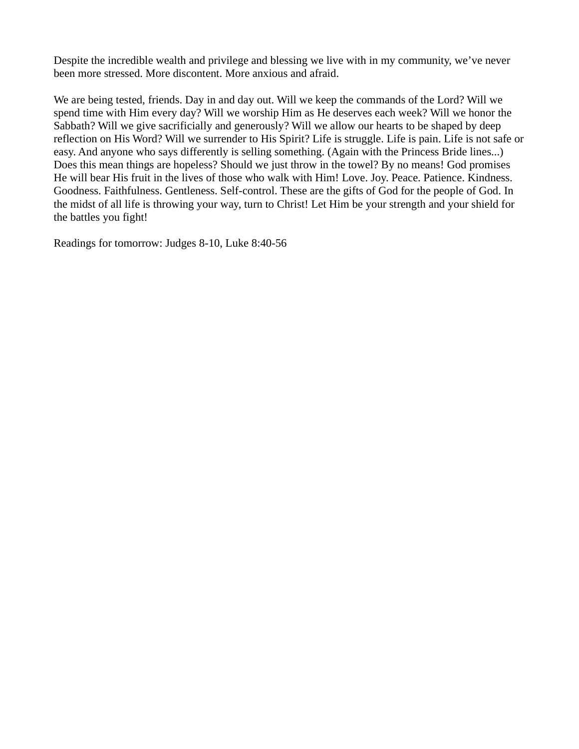Despite the incredible wealth and privilege and blessing we live with in my community, we've never been more stressed. More discontent. More anxious and afraid.

We are being tested, friends. Day in and day out. Will we keep the commands of the Lord? Will we spend time with Him every day? Will we worship Him as He deserves each week? Will we honor the Sabbath? Will we give sacrificially and generously? Will we allow our hearts to be shaped by deep reflection on His Word? Will we surrender to His Spirit? Life is struggle. Life is pain. Life is not safe or easy. And anyone who says differently is selling something. (Again with the Princess Bride lines...) Does this mean things are hopeless? Should we just throw in the towel? By no means! God promises He will bear His fruit in the lives of those who walk with Him! Love. Joy. Peace. Patience. Kindness. Goodness. Faithfulness. Gentleness. Self-control. These are the gifts of God for the people of God. In the midst of all life is throwing your way, turn to Christ! Let Him be your strength and your shield for the battles you fight!

Readings for tomorrow: Judges 8-10, Luke 8:40-56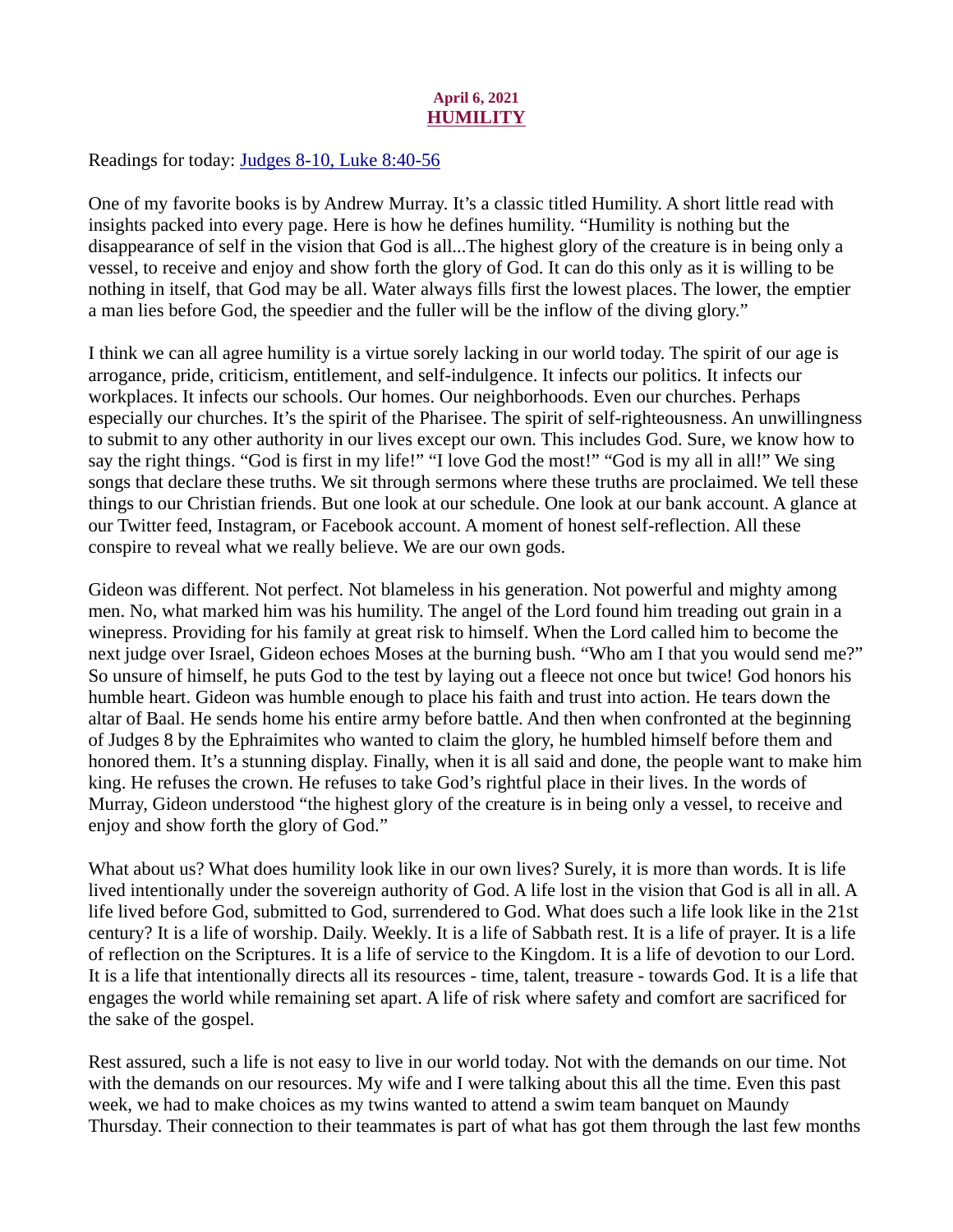April 6, 2021

## HUMILITY

Readings for today: [Judges 8-10, Luke 8:40-56]

One of my favorite books is by Andrew Murray. It's a classic titled Humility. A short little read with insights packed into every page. Here is how he defines humility. "Humility is nothing but the disappearance of self in the vision that God is all...The highest glory of the creature is in being only a vessel, to receive and enjoy and show forth the glory of God. It can do this only as it is willing to be nothing in itself, that God may be all. Water always fills first the lowest places. The lower, the emptier a man lies before God, the speedier and the fuller will be the inflow of the diving glory."

I think we can all agree humility is a virtue sorely lacking in our world today. The spirit of our age is arrogance, pride, criticism, entitlement, and self-indulgence. It infects our politics. It infects our workplaces. It infects our schools. Our homes. Our neighborhoods. Even our churches. Perhaps especially our churches. It's the spirit of the Pharisee. The spirit of self-righteousness. An unwillingness to submit to any other authority in our lives except our own. This includes God. Sure, we know how to say the right things. "God is first in my life!" "I love God the most!" "God is my all in all!" We sing songs that declare these truths. We sit through sermons where these truths are proclaimed. We tell these things to our Christian friends. But one look at our schedule. One look at our bank account. A glance at our Twitter feed, Instagram, or Facebook account. A moment of honest self-reflection. All these conspire to reveal what we really believe. We are our own gods.

Gideon was different. Not perfect. Not blameless in his generation. Not powerful and mighty among men. No, what marked him was his humility. The angel of the Lord found him treading out grain in a winepress. Providing for his family at great risk to himself. When the Lord called him to become the next judge over Israel, Gideon echoes Moses at the burning bush. "Who am I that you would send me?" So unsure of himself, he puts God to the test by laying out a fleece not once but twice! God honors his humble heart. Gideon was humble enough to place his faith and trust into action. He tears down the altar of Baal. He sends home his entire army before battle. And then when confronted at the beginning of Judges 8 by the Ephraimites who wanted to claim the glory, he humbled himself before them and honored them. It's a stunning display. Finally, when it is all said and done, the people want to make him king. He refuses the crown. He refuses to take God's rightful place in their lives. In the words of Murray, Gideon understood "the highest glory of the creature is in being only a vessel, to receive and enjoy and show forth the glory of God."

What about us? What does humility look like in our own lives? Surely, it is more than words. It is life lived intentionally under the sovereign authority of God. A life lost in the vision that God is all in all. A life lived before God, submitted to God, surrendered to God. What does such a life look like in the 21st century? It is a life of worship. Daily. Weekly. It is a life of Sabbath rest. It is a life of prayer. It is a life of reflection on the Scriptures. It is a life of service to the Kingdom. It is a life of devotion to our Lord. It is a life that intentionally directs all its resources - time, talent, treasure - towards God. It is a life that engages the world while remaining set apart. A life of risk where safety and comfort are sacrificed for the sake of the gospel.

Rest assured, such a life is not easy to live in our world today. Not with the demands on our time. Not with the demands on our resources. My wife and I were talking about this all the time. Even this past week, we had to make choices as my twins wanted to attend a swim team banquet on Maundy Thursday. Their connection to their teammates is part of what has got them through the last few months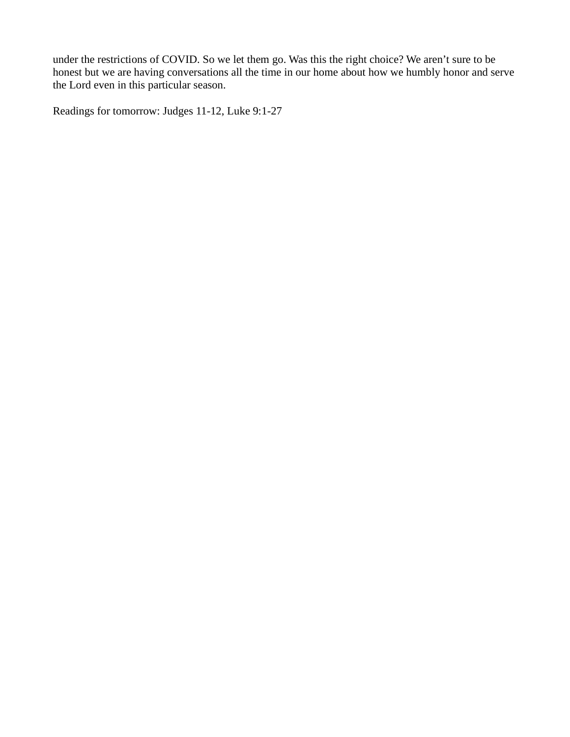under the restrictions of COVID. So we let them go. Was this the right choice? We aren't sure to be honest but we are having conversations all the time in our home about how we humbly honor and serve the Lord even in this particular season.

Readings for tomorrow: Judges 11-12, Luke 9:1-27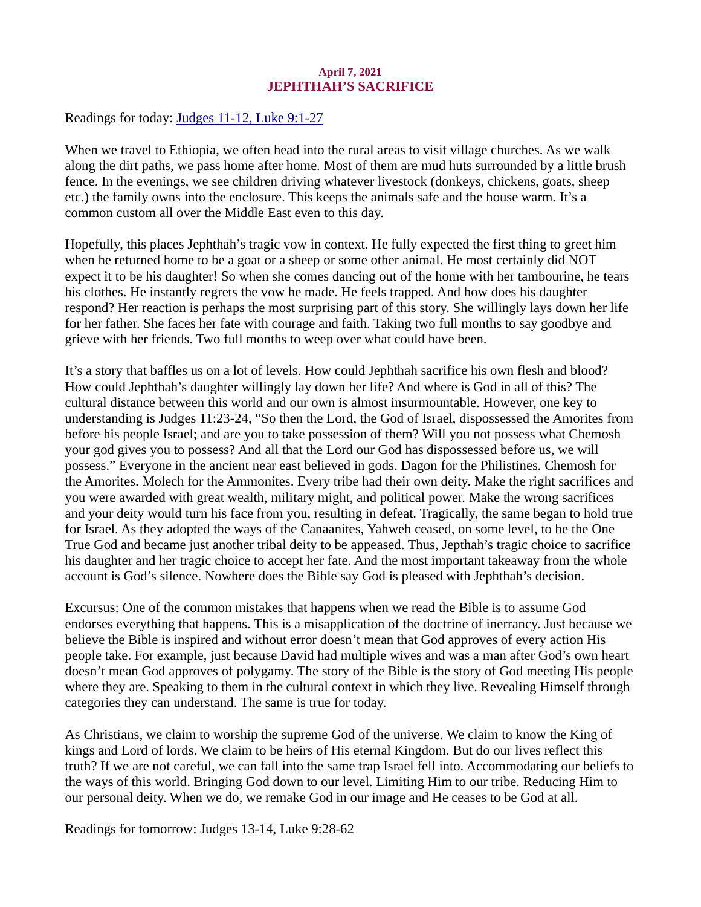**April 7, 2021**

## JEPHTHAH'S SACRIFICE

Readings for today: [Judges 11-12, Luke 9:1-27]()

When we travel to Ethiopia, we often head into the rural areas to visit village churches. As we walk along the dirt paths, we pass home after home. Most of them are mud huts surrounded by a little brush fence. In the evenings, we see children driving whatever livestock (donkeys, chickens, goats, sheep etc.) the family owns into the enclosure. This keeps the animals safe and the house warm. It's a common custom all over the Middle East even to this day.

Hopefully, this places Jephthah's tragic vow in context. He fully expected the first thing to greet him when he returned home to be a goat or a sheep or some other animal. He most certainly did NOT expect it to be his daughter! So when she comes dancing out of the home with her tambourine, he tears his clothes. He instantly regrets the vow he made. He feels trapped. And how does his daughter respond? Her reaction is perhaps the most surprising part of this story. She willingly lays down her life for her father. She faces her fate with courage and faith. Taking two full months to say goodbye and grieve with her friends. Two full months to weep over what could have been.

It's a story that baffles us on a lot of levels. How could Jephthah sacrifice his own flesh and blood? How could Jephthah's daughter willingly lay down her life? And where is God in all of this? The cultural distance between this world and our own is almost insurmountable. However, one key to understanding is Judges 11:23-24, "So then the Lord, the God of Israel, dispossessed the Amorites from before his people Israel; and are you to take possession of them? Will you not possess what Chemosh your god gives you to possess? And all that the Lord our God has dispossessed before us, we will possess." Everyone in the ancient near east believed in gods. Dagon for the Philistines. Chemosh for the Amorites. Molech for the Ammonites. Every tribe had their own deity. Make the right sacrifices and you were awarded with great wealth, military might, and political power. Make the wrong sacrifices and your deity would turn his face from you, resulting in defeat. Tragically, the same began to hold true for Israel. As they adopted the ways of the Canaanites, Yahweh ceased, on some level, to be the One True God and became just another tribal deity to be appeased. Thus, Jepthah's tragic choice to sacrifice his daughter and her tragic choice to accept her fate. And the most important takeaway from the whole account is God's silence. Nowhere does the Bible say God is pleased with Jephthah's decision.

Excursus: One of the common mistakes that happens when we read the Bible is to assume God endorses everything that happens. This is a misapplication of the doctrine of inerrancy. Just because we believe the Bible is inspired and without error doesn't mean that God approves of every action His people take. For example, just because David had multiple wives and was a man after God's own heart doesn't mean God approves of polygamy. The story of the Bible is the story of God meeting His people where they are. Speaking to them in the cultural context in which they live. Revealing Himself through categories they can understand. The same is true for today.

As Christians, we claim to worship the supreme God of the universe. We claim to know the King of kings and Lord of lords. We claim to be heirs of His eternal Kingdom. But do our lives reflect this truth? If we are not careful, we can fall into the same trap Israel fell into. Accommodating our beliefs to the ways of this world. Bringing God down to our level. Limiting Him to our tribe. Reducing Him to our personal deity. When we do, we remake God in our image and He ceases to be God at all.

Readings for tomorrow: Judges 13-14, Luke 9:28-62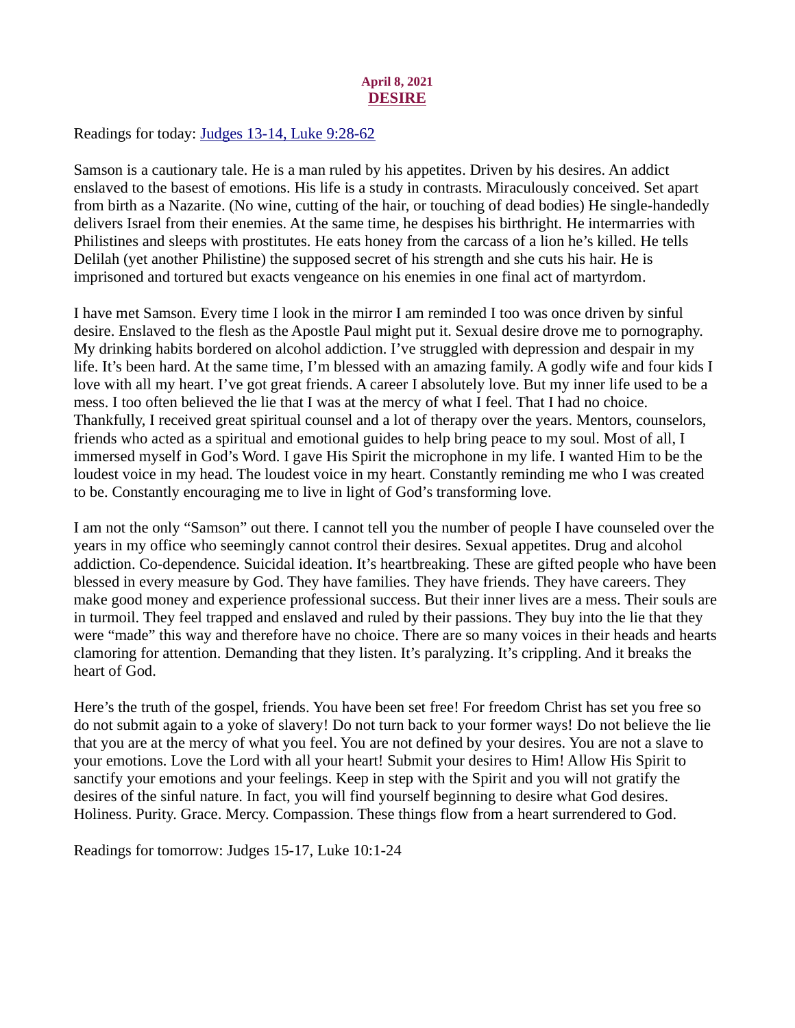**April 8, 2021**

## DESIRE

Readings for today: [Judges 13-14, Luke 9:28-62]()

Samson is a cautionary tale. He is a man ruled by his appetites. Driven by his desires. An addict enslaved to the basest of emotions. His life is a study in contrasts. Miraculously conceived. Set apart from birth as a Nazarite. (No wine, cutting of the hair, or touching of dead bodies) He single-handedly delivers Israel from their enemies. At the same time, he despises his birthright. He intermarries with Philistines and sleeps with prostitutes. He eats honey from the carcass of a lion he's killed. He tells Delilah (yet another Philistine) the supposed secret of his strength and she cuts his hair. He is imprisoned and tortured but exacts vengeance on his enemies in one final act of martyrdom.

I have met Samson. Every time I look in the mirror I am reminded I too was once driven by sinful desire. Enslaved to the flesh as the Apostle Paul might put it. Sexual desire drove me to pornography. My drinking habits bordered on alcohol addiction. I've struggled with depression and despair in my life. It's been hard. At the same time, I'm blessed with an amazing family. A godly wife and four kids I love with all my heart. I've got great friends. A career I absolutely love. But my inner life used to be a mess. I too often believed the lie that I was at the mercy of what I feel. That I had no choice. Thankfully, I received great spiritual counsel and a lot of therapy over the years. Mentors, counselors, friends who acted as a spiritual and emotional guides to help bring peace to my soul. Most of all, I immersed myself in God's Word. I gave His Spirit the microphone in my life. I wanted Him to be the loudest voice in my head. The loudest voice in my heart. Constantly reminding me who I was created to be. Constantly encouraging me to live in light of God's transforming love.

I am not the only "Samson" out there. I cannot tell you the number of people I have counseled over the years in my office who seemingly cannot control their desires. Sexual appetites. Drug and alcohol addiction. Co-dependence. Suicidal ideation. It's heartbreaking. These are gifted people who have been blessed in every measure by God. They have families. They have friends. They have careers. They make good money and experience professional success. But their inner lives are a mess. Their souls are in turmoil. They feel trapped and enslaved and ruled by their passions. They buy into the lie that they were "made" this way and therefore have no choice. There are so many voices in their heads and hearts clamoring for attention. Demanding that they listen. It's paralyzing. It's crippling. And it breaks the heart of God.

Here's the truth of the gospel, friends. You have been set free! For freedom Christ has set you free so do not submit again to a yoke of slavery! Do not turn back to your former ways! Do not believe the lie that you are at the mercy of what you feel. You are not defined by your desires. You are not a slave to your emotions. Love the Lord with all your heart! Submit your desires to Him! Allow His Spirit to sanctify your emotions and your feelings. Keep in step with the Spirit and you will not gratify the desires of the sinful nature. In fact, you will find yourself beginning to desire what God desires. Holiness. Purity. Grace. Mercy. Compassion. These things flow from a heart surrendered to God.

Readings for tomorrow: Judges 15-17, Luke 10:1-24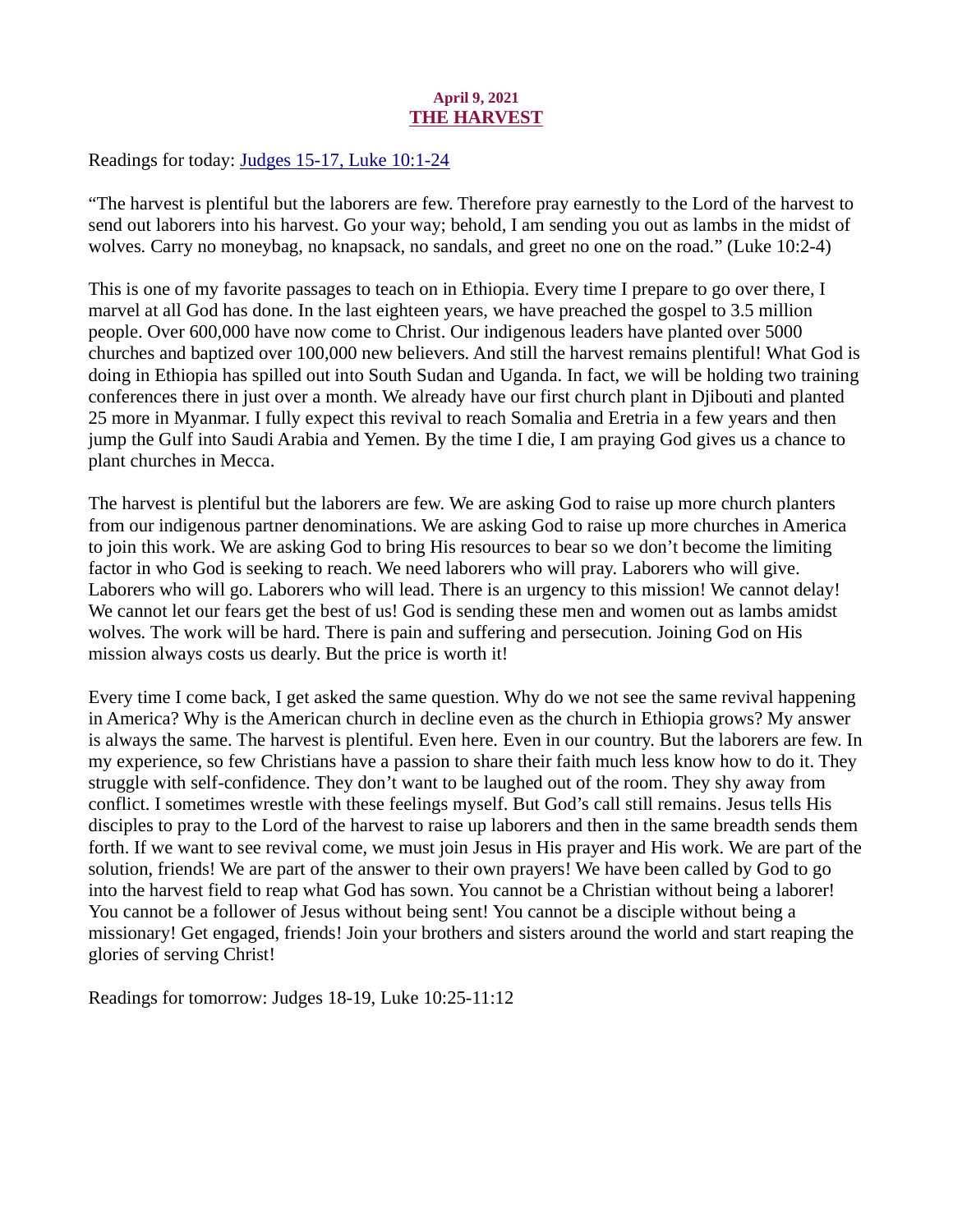**April 9, 2021**

# THE HARVEST

Readings for today: [Judges 15-17, Luke 10:1-24]

"The harvest is plentiful but the laborers are few. Therefore pray earnestly to the Lord of the harvest to send out laborers into his harvest. Go your way; behold, I am sending you out as lambs in the midst of wolves. Carry no moneybag, no knapsack, no sandals, and greet no one on the road." (Luke 10:2-4)

This is one of my favorite passages to teach on in Ethiopia. Every time I prepare to go over there, I marvel at all God has done. In the last eighteen years, we have preached the gospel to 3.5 million people. Over 600,000 have now come to Christ. Our indigenous leaders have planted over 5000 churches and baptized over 100,000 new believers. And still the harvest remains plentiful! What God is doing in Ethiopia has spilled out into South Sudan and Uganda. In fact, we will be holding two training conferences there in just over a month. We already have our first church plant in Djibouti and planted 25 more in Myanmar. I fully expect this revival to reach Somalia and Eretria in a few years and then jump the Gulf into Saudi Arabia and Yemen. By the time I die, I am praying God gives us a chance to plant churches in Mecca.

The harvest is plentiful but the laborers are few. We are asking God to raise up more church planters from our indigenous partner denominations. We are asking God to raise up more churches in America to join this work. We are asking God to bring His resources to bear so we don't become the limiting factor in who God is seeking to reach. We need laborers who will pray. Laborers who will give. Laborers who will go. Laborers who will lead. There is an urgency to this mission! We cannot delay! We cannot let our fears get the best of us! God is sending these men and women out as lambs amidst wolves. The work will be hard. There is pain and suffering and persecution. Joining God on His mission always costs us dearly. But the price is worth it!

Every time I come back, I get asked the same question. Why do we not see the same revival happening in America? Why is the American church in decline even as the church in Ethiopia grows? My answer is always the same. The harvest is plentiful. Even here. Even in our country. But the laborers are few. In my experience, so few Christians have a passion to share their faith much less know how to do it. They struggle with self-confidence. They don't want to be laughed out of the room. They shy away from conflict. I sometimes wrestle with these feelings myself. But God's call still remains. Jesus tells His disciples to pray to the Lord of the harvest to raise up laborers and then in the same breadth sends them forth. If we want to see revival come, we must join Jesus in His prayer and His work. We are part of the solution, friends! We are part of the answer to their own prayers! We have been called by God to go into the harvest field to reap what God has sown. You cannot be a Christian without being a laborer! You cannot be a follower of Jesus without being sent! You cannot be a disciple without being a missionary! Get engaged, friends! Join your brothers and sisters around the world and start reaping the glories of serving Christ!

Readings for tomorrow: Judges 18-19, Luke 10:25-11:12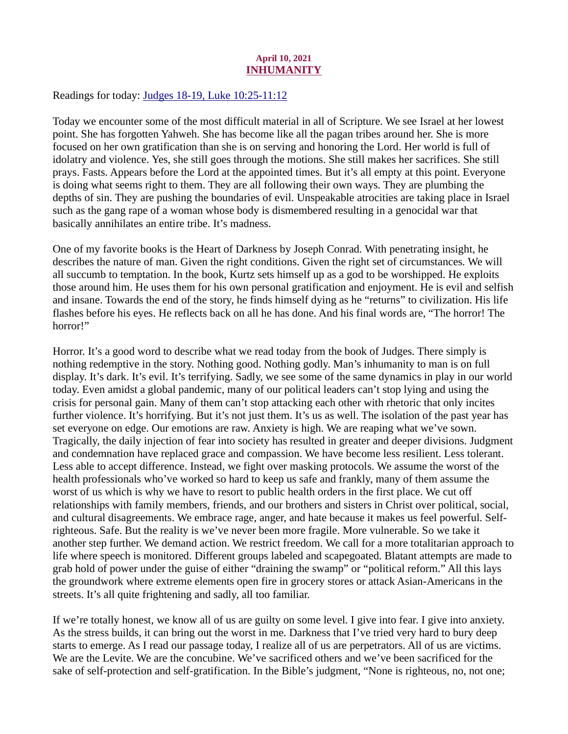April 10, 2021

## INHUMANITY

Readings for today: [Judges 18-19, Luke 10:25-11:12]()

Today we encounter some of the most difficult material in all of Scripture. We see Israel at her lowest point. She has forgotten Yahweh. She has become like all the pagan tribes around her. She is more focused on her own gratification than she is on serving and honoring the Lord. Her world is full of idolatry and violence. Yes, she still goes through the motions. She still makes her sacrifices. She still prays. Fasts. Appears before the Lord at the appointed times. But it's all empty at this point. Everyone is doing what seems right to them. They are all following their own ways. They are plumbing the depths of sin. They are pushing the boundaries of evil. Unspeakable atrocities are taking place in Israel such as the gang rape of a woman whose body is dismembered resulting in a genocidal war that basically annihilates an entire tribe. It's madness.

One of my favorite books is the Heart of Darkness by Joseph Conrad. With penetrating insight, he describes the nature of man. Given the right conditions. Given the right set of circumstances. We will all succumb to temptation. In the book, Kurtz sets himself up as a god to be worshipped. He exploits those around him. He uses them for his own personal gratification and enjoyment. He is evil and selfish and insane. Towards the end of the story, he finds himself dying as he "returns" to civilization. His life flashes before his eyes. He reflects back on all he has done. And his final words are, "The horror! The horror!"

Horror. It's a good word to describe what we read today from the book of Judges. There simply is nothing redemptive in the story. Nothing good. Nothing godly. Man's inhumanity to man is on full display. It's dark. It's evil. It's terrifying. Sadly, we see some of the same dynamics in play in our world today. Even amidst a global pandemic, many of our political leaders can't stop lying and using the crisis for personal gain. Many of them can't stop attacking each other with rhetoric that only incites further violence. It's horrifying. But it's not just them. It's us as well. The isolation of the past year has set everyone on edge. Our emotions are raw. Anxiety is high. We are reaping what we've sown. Tragically, the daily injection of fear into society has resulted in greater and deeper divisions. Judgment and condemnation have replaced grace and compassion. We have become less resilient. Less tolerant. Less able to accept difference. Instead, we fight over masking protocols. We assume the worst of the health professionals who've worked so hard to keep us safe and frankly, many of them assume the worst of us which is why we have to resort to public health orders in the first place. We cut off relationships with family members, friends, and our brothers and sisters in Christ over political, social, and cultural disagreements. We embrace rage, anger, and hate because it makes us feel powerful. Self-righteous. Safe. But the reality is we've never been more fragile. More vulnerable. So we take it another step further. We demand action. We restrict freedom. We call for a more totalitarian approach to life where speech is monitored. Different groups labeled and scapegoated. Blatant attempts are made to grab hold of power under the guise of either "draining the swamp" or "political reform." All this lays the groundwork where extreme elements open fire in grocery stores or attack Asian-Americans in the streets. It's all quite frightening and sadly, all too familiar.

If we're totally honest, we know all of us are guilty on some level. I give into fear. I give into anxiety. As the stress builds, it can bring out the worst in me. Darkness that I've tried very hard to bury deep starts to emerge. As I read our passage today, I realize all of us are perpetrators. All of us are victims. We are the Levite. We are the concubine. We've sacrificed others and we've been sacrificed for the sake of self-protection and self-gratification. In the Bible's judgment, "None is righteous, no, not one;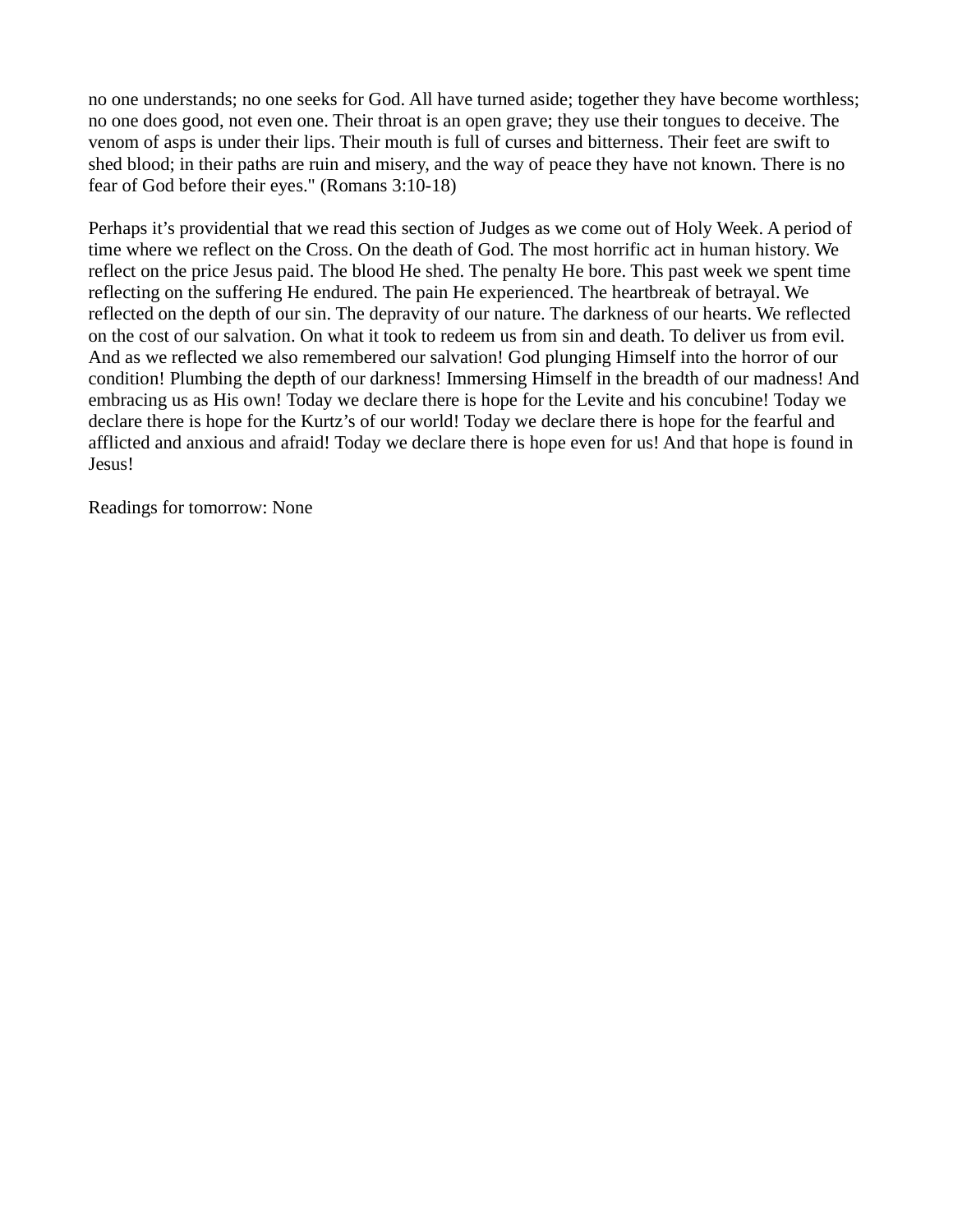no one understands; no one seeks for God. All have turned aside; together they have become worthless; no one does good, not even one. Their throat is an open grave; they use their tongues to deceive. The venom of asps is under their lips. Their mouth is full of curses and bitterness. Their feet are swift to shed blood; in their paths are ruin and misery, and the way of peace they have not known. There is no fear of God before their eyes." (Romans 3:10-18)

Perhaps it's providential that we read this section of Judges as we come out of Holy Week. A period of time where we reflect on the Cross. On the death of God. The most horrific act in human history. We reflect on the price Jesus paid. The blood He shed. The penalty He bore. This past week we spent time reflecting on the suffering He endured. The pain He experienced. The heartbreak of betrayal. We reflected on the depth of our sin. The depravity of our nature. The darkness of our hearts. We reflected on the cost of our salvation. On what it took to redeem us from sin and death. To deliver us from evil. And as we reflected we also remembered our salvation! God plunging Himself into the horror of our condition! Plumbing the depth of our darkness! Immersing Himself in the breadth of our madness! And embracing us as His own! Today we declare there is hope for the Levite and his concubine! Today we declare there is hope for the Kurtz's of our world! Today we declare there is hope for the fearful and afflicted and anxious and afraid! Today we declare there is hope even for us! And that hope is found in Jesus!

Readings for tomorrow: None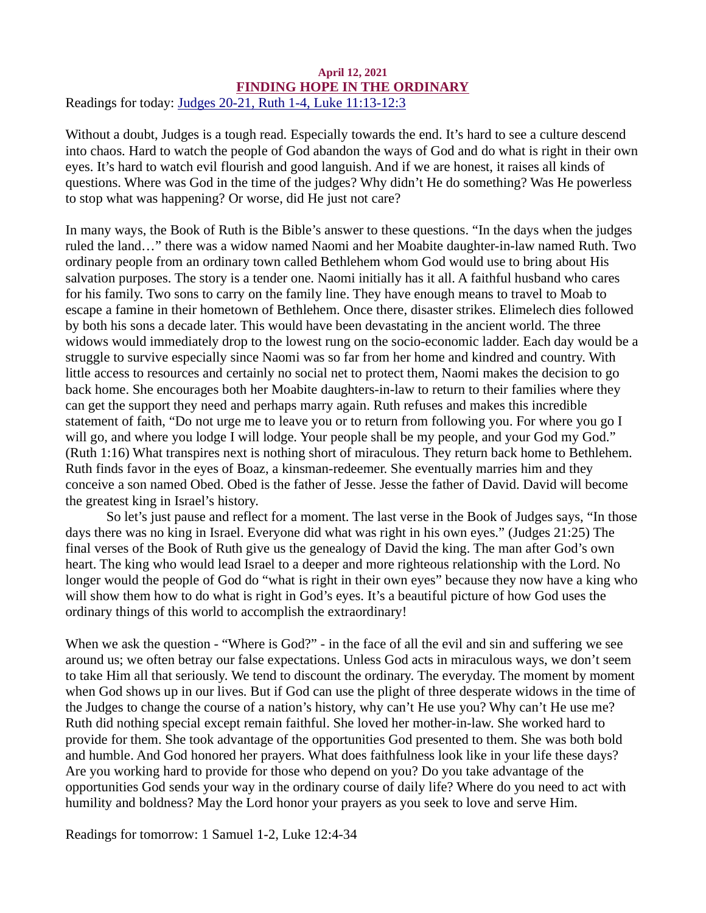**April 12, 2021**

## FINDING HOPE IN THE ORDINARY

Readings for today: Judges 20-21, Ruth 1-4, Luke 11:13-12:3

Without a doubt, Judges is a tough read. Especially towards the end. It's hard to see a culture descend into chaos. Hard to watch the people of God abandon the ways of God and do what is right in their own eyes. It's hard to watch evil flourish and good languish. And if we are honest, it raises all kinds of questions. Where was God in the time of the judges? Why didn't He do something? Was He powerless to stop what was happening? Or worse, did He just not care?

In many ways, the Book of Ruth is the Bible's answer to these questions. "In the days when the judges ruled the land…" there was a widow named Naomi and her Moabite daughter-in-law named Ruth. Two ordinary people from an ordinary town called Bethlehem whom God would use to bring about His salvation purposes. The story is a tender one. Naomi initially has it all. A faithful husband who cares for his family. Two sons to carry on the family line. They have enough means to travel to Moab to escape a famine in their hometown of Bethlehem. Once there, disaster strikes. Elimelech dies followed by both his sons a decade later. This would have been devastating in the ancient world. The three widows would immediately drop to the lowest rung on the socio-economic ladder. Each day would be a struggle to survive especially since Naomi was so far from her home and kindred and country. With little access to resources and certainly no social net to protect them, Naomi makes the decision to go back home. She encourages both her Moabite daughters-in-law to return to their families where they can get the support they need and perhaps marry again. Ruth refuses and makes this incredible statement of faith, "Do not urge me to leave you or to return from following you. For where you go I will go, and where you lodge I will lodge. Your people shall be my people, and your God my God." (Ruth 1:16) What transpires next is nothing short of miraculous. They return back home to Bethlehem. Ruth finds favor in the eyes of Boaz, a kinsman-redeemer. She eventually marries him and they conceive a son named Obed. Obed is the father of Jesse. Jesse the father of David. David will become the greatest king in Israel's history.

So let's just pause and reflect for a moment. The last verse in the Book of Judges says, "In those days there was no king in Israel. Everyone did what was right in his own eyes." (Judges 21:25) The final verses of the Book of Ruth give us the genealogy of David the king. The man after God's own heart. The king who would lead Israel to a deeper and more righteous relationship with the Lord. No longer would the people of God do "what is right in their own eyes" because they now have a king who will show them how to do what is right in God's eyes. It's a beautiful picture of how God uses the ordinary things of this world to accomplish the extraordinary!

When we ask the question - "Where is God?" - in the face of all the evil and sin and suffering we see around us; we often betray our false expectations. Unless God acts in miraculous ways, we don't seem to take Him all that seriously. We tend to discount the ordinary. The everyday. The moment by moment when God shows up in our lives. But if God can use the plight of three desperate widows in the time of the Judges to change the course of a nation's history, why can't He use you? Why can't He use me? Ruth did nothing special except remain faithful. She loved her mother-in-law. She worked hard to provide for them. She took advantage of the opportunities God presented to them. She was both bold and humble. And God honored her prayers. What does faithfulness look like in your life these days? Are you working hard to provide for those who depend on you? Do you take advantage of the opportunities God sends your way in the ordinary course of daily life? Where do you need to act with humility and boldness? May the Lord honor your prayers as you seek to love and serve Him.

Readings for tomorrow: 1 Samuel 1-2, Luke 12:4-34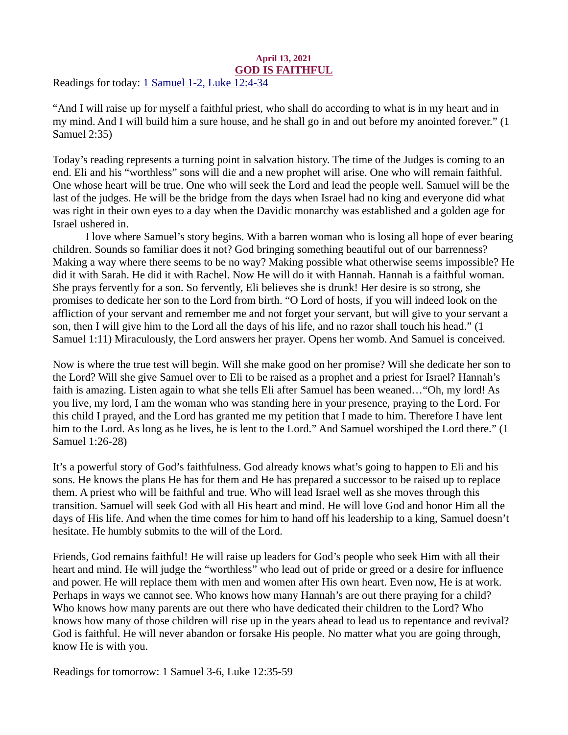**April 13, 2021**

## GOD IS FAITHFUL

Readings for today: [1 Samuel 1-2, Luke 12:4-34]

"And I will raise up for myself a faithful priest, who shall do according to what is in my heart and in my mind. And I will build him a sure house, and he shall go in and out before my anointed forever." (1 Samuel 2:35)

Today's reading represents a turning point in salvation history. The time of the Judges is coming to an end. Eli and his "worthless" sons will die and a new prophet will arise. One who will remain faithful. One whose heart will be true. One who will seek the Lord and lead the people well. Samuel will be the last of the judges. He will be the bridge from the days when Israel had no king and everyone did what was right in their own eyes to a day when the Davidic monarchy was established and a golden age for Israel ushered in.

I love where Samuel's story begins. With a barren woman who is losing all hope of ever bearing children. Sounds so familiar does it not? God bringing something beautiful out of our barrenness? Making a way where there seems to be no way? Making possible what otherwise seems impossible? He did it with Sarah. He did it with Rachel. Now He will do it with Hannah. Hannah is a faithful woman. She prays fervently for a son. So fervently, Eli believes she is drunk! Her desire is so strong, she promises to dedicate her son to the Lord from birth. "O Lord of hosts, if you will indeed look on the affliction of your servant and remember me and not forget your servant, but will give to your servant a son, then I will give him to the Lord all the days of his life, and no razor shall touch his head." (1 Samuel 1:11) Miraculously, the Lord answers her prayer. Opens her womb. And Samuel is conceived.

Now is where the true test will begin. Will she make good on her promise? Will she dedicate her son to the Lord? Will she give Samuel over to Eli to be raised as a prophet and a priest for Israel? Hannah's faith is amazing. Listen again to what she tells Eli after Samuel has been weaned…"Oh, my lord! As you live, my lord, I am the woman who was standing here in your presence, praying to the Lord. For this child I prayed, and the Lord has granted me my petition that I made to him. Therefore I have lent him to the Lord. As long as he lives, he is lent to the Lord." And Samuel worshiped the Lord there." (1 Samuel 1:26-28)

It's a powerful story of God's faithfulness. God already knows what's going to happen to Eli and his sons. He knows the plans He has for them and He has prepared a successor to be raised up to replace them. A priest who will be faithful and true. Who will lead Israel well as she moves through this transition. Samuel will seek God with all His heart and mind. He will love God and honor Him all the days of His life. And when the time comes for him to hand off his leadership to a king, Samuel doesn't hesitate. He humbly submits to the will of the Lord.

Friends, God remains faithful! He will raise up leaders for God's people who seek Him with all their heart and mind. He will judge the "worthless" who lead out of pride or greed or a desire for influence and power. He will replace them with men and women after His own heart. Even now, He is at work. Perhaps in ways we cannot see. Who knows how many Hannah's are out there praying for a child? Who knows how many parents are out there who have dedicated their children to the Lord? Who knows how many of those children will rise up in the years ahead to lead us to repentance and revival? God is faithful. He will never abandon or forsake His people. No matter what you are going through, know He is with you.

Readings for tomorrow: 1 Samuel 3-6, Luke 12:35-59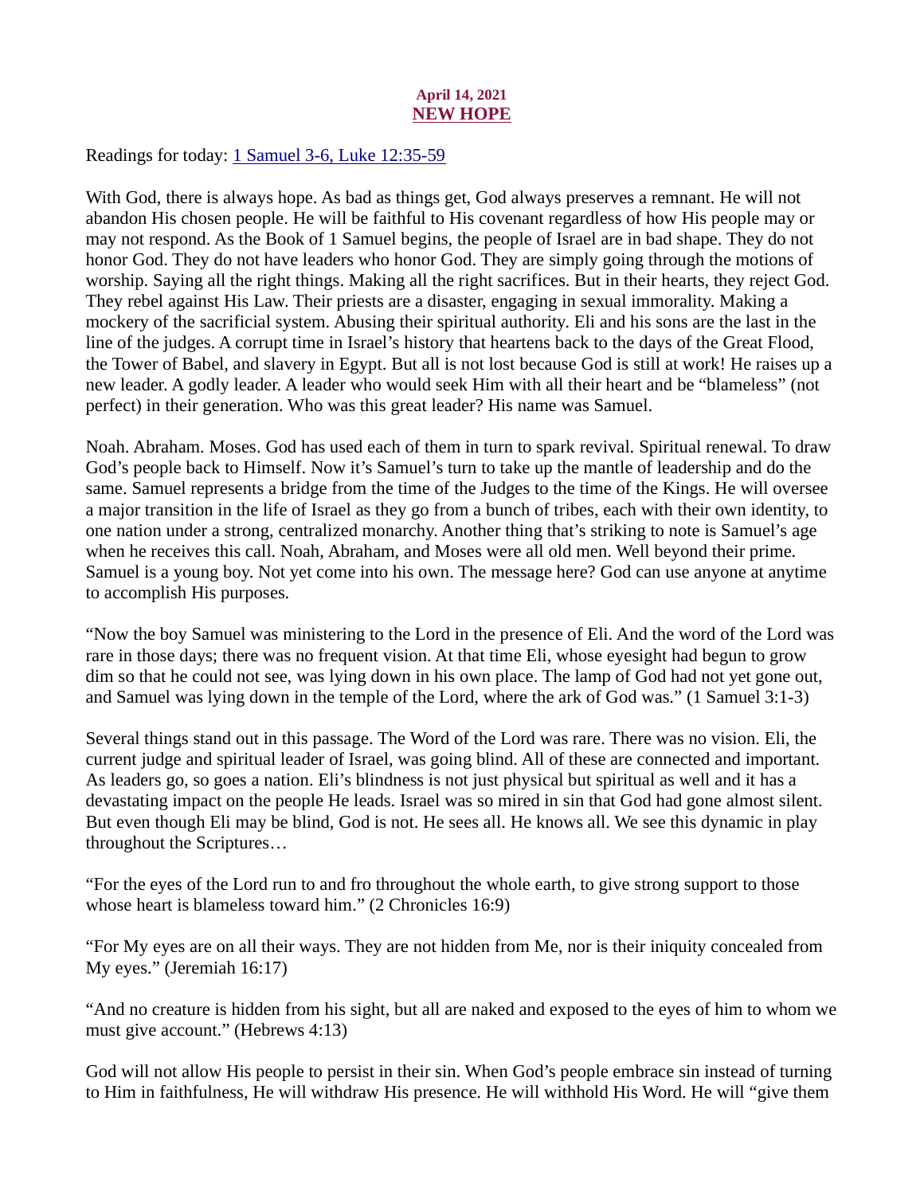April 14, 2021
## NEW HOPE

Readings for today: [1 Samuel 3-6, Luke 12:35-59]

With God, there is always hope. As bad as things get, God always preserves a remnant. He will not abandon His chosen people. He will be faithful to His covenant regardless of how His people may or may not respond. As the Book of 1 Samuel begins, the people of Israel are in bad shape. They do not honor God. They do not have leaders who honor God. They are simply going through the motions of worship. Saying all the right things. Making all the right sacrifices. But in their hearts, they reject God. They rebel against His Law. Their priests are a disaster, engaging in sexual immorality. Making a mockery of the sacrificial system. Abusing their spiritual authority. Eli and his sons are the last in the line of the judges. A corrupt time in Israel's history that heartens back to the days of the Great Flood, the Tower of Babel, and slavery in Egypt. But all is not lost because God is still at work! He raises up a new leader. A godly leader. A leader who would seek Him with all their heart and be "blameless" (not perfect) in their generation. Who was this great leader? His name was Samuel.

Noah. Abraham. Moses. God has used each of them in turn to spark revival. Spiritual renewal. To draw God's people back to Himself. Now it's Samuel's turn to take up the mantle of leadership and do the same. Samuel represents a bridge from the time of the Judges to the time of the Kings. He will oversee a major transition in the life of Israel as they go from a bunch of tribes, each with their own identity, to one nation under a strong, centralized monarchy. Another thing that's striking to note is Samuel's age when he receives this call. Noah, Abraham, and Moses were all old men. Well beyond their prime. Samuel is a young boy. Not yet come into his own. The message here? God can use anyone at anytime to accomplish His purposes.

"Now the boy Samuel was ministering to the Lord in the presence of Eli. And the word of the Lord was rare in those days; there was no frequent vision. At that time Eli, whose eyesight had begun to grow dim so that he could not see, was lying down in his own place. The lamp of God had not yet gone out, and Samuel was lying down in the temple of the Lord, where the ark of God was." (1 Samuel 3:1-3)

Several things stand out in this passage. The Word of the Lord was rare. There was no vision. Eli, the current judge and spiritual leader of Israel, was going blind. All of these are connected and important. As leaders go, so goes a nation. Eli's blindness is not just physical but spiritual as well and it has a devastating impact on the people He leads. Israel was so mired in sin that God had gone almost silent. But even though Eli may be blind, God is not. He sees all. He knows all. We see this dynamic in play throughout the Scriptures…

"For the eyes of the Lord run to and fro throughout the whole earth, to give strong support to those whose heart is blameless toward him." (2 Chronicles 16:9)

"For My eyes are on all their ways. They are not hidden from Me, nor is their iniquity concealed from My eyes." (Jeremiah 16:17)

"And no creature is hidden from his sight, but all are naked and exposed to the eyes of him to whom we must give account." (Hebrews 4:13)

God will not allow His people to persist in their sin. When God's people embrace sin instead of turning to Him in faithfulness, He will withdraw His presence. He will withhold His Word. He will "give them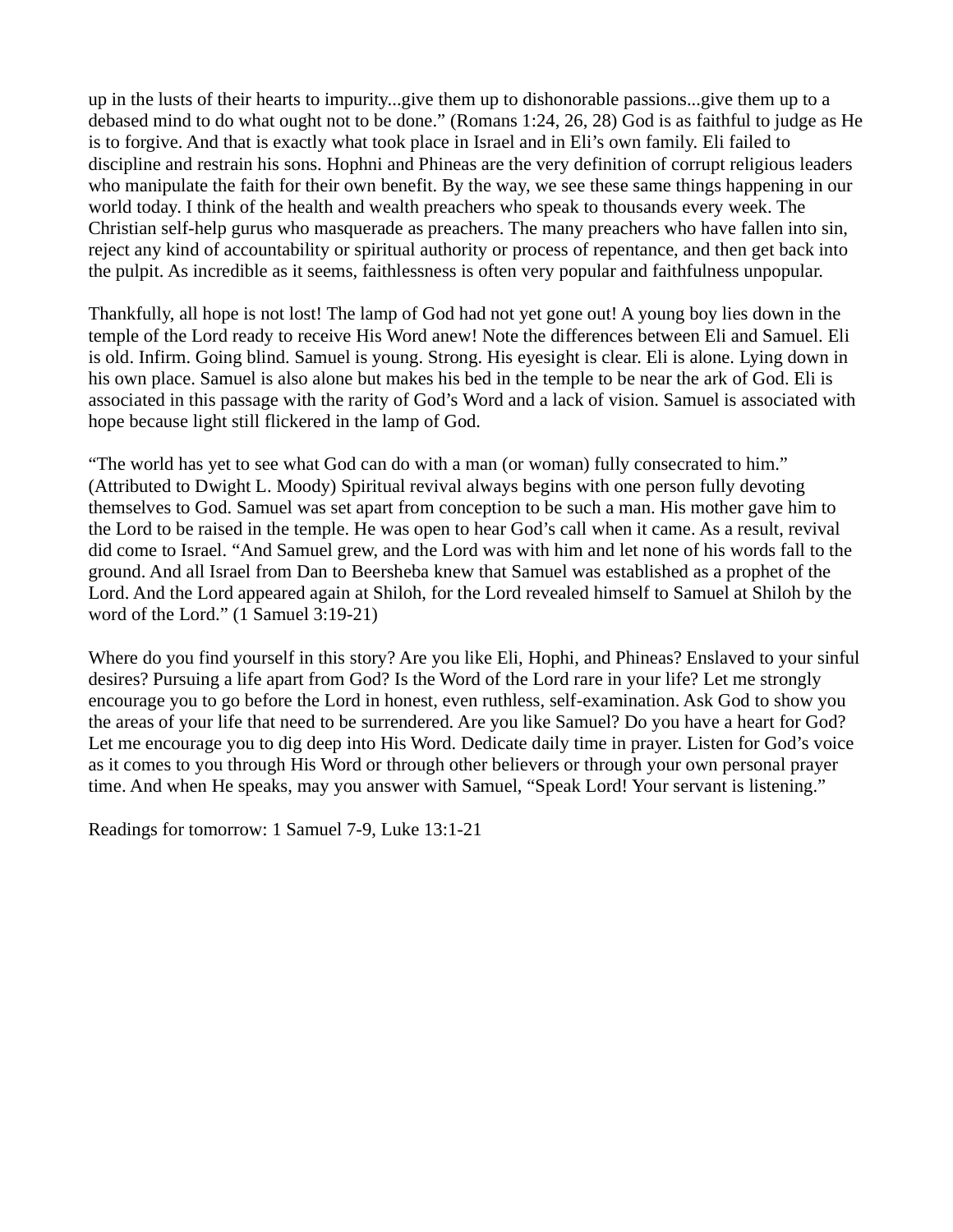up in the lusts of their hearts to impurity...give them up to dishonorable passions...give them up to a debased mind to do what ought not to be done." (Romans 1:24, 26, 28) God is as faithful to judge as He is to forgive. And that is exactly what took place in Israel and in Eli's own family. Eli failed to discipline and restrain his sons. Hophni and Phineas are the very definition of corrupt religious leaders who manipulate the faith for their own benefit. By the way, we see these same things happening in our world today. I think of the health and wealth preachers who speak to thousands every week. The Christian self-help gurus who masquerade as preachers. The many preachers who have fallen into sin, reject any kind of accountability or spiritual authority or process of repentance, and then get back into the pulpit. As incredible as it seems, faithlessness is often very popular and faithfulness unpopular.

Thankfully, all hope is not lost! The lamp of God had not yet gone out! A young boy lies down in the temple of the Lord ready to receive His Word anew! Note the differences between Eli and Samuel. Eli is old. Infirm. Going blind. Samuel is young. Strong. His eyesight is clear. Eli is alone. Lying down in his own place. Samuel is also alone but makes his bed in the temple to be near the ark of God. Eli is associated in this passage with the rarity of God's Word and a lack of vision. Samuel is associated with hope because light still flickered in the lamp of God.

"The world has yet to see what God can do with a man (or woman) fully consecrated to him." (Attributed to Dwight L. Moody) Spiritual revival always begins with one person fully devoting themselves to God. Samuel was set apart from conception to be such a man. His mother gave him to the Lord to be raised in the temple. He was open to hear God's call when it came. As a result, revival did come to Israel. "And Samuel grew, and the Lord was with him and let none of his words fall to the ground. And all Israel from Dan to Beersheba knew that Samuel was established as a prophet of the Lord. And the Lord appeared again at Shiloh, for the Lord revealed himself to Samuel at Shiloh by the word of the Lord." (1 Samuel 3:19-21)

Where do you find yourself in this story? Are you like Eli, Hophi, and Phineas? Enslaved to your sinful desires? Pursuing a life apart from God? Is the Word of the Lord rare in your life? Let me strongly encourage you to go before the Lord in honest, even ruthless, self-examination. Ask God to show you the areas of your life that need to be surrendered. Are you like Samuel? Do you have a heart for God? Let me encourage you to dig deep into His Word. Dedicate daily time in prayer. Listen for God's voice as it comes to you through His Word or through other believers or through your own personal prayer time. And when He speaks, may you answer with Samuel, "Speak Lord! Your servant is listening."

Readings for tomorrow: 1 Samuel 7-9, Luke 13:1-21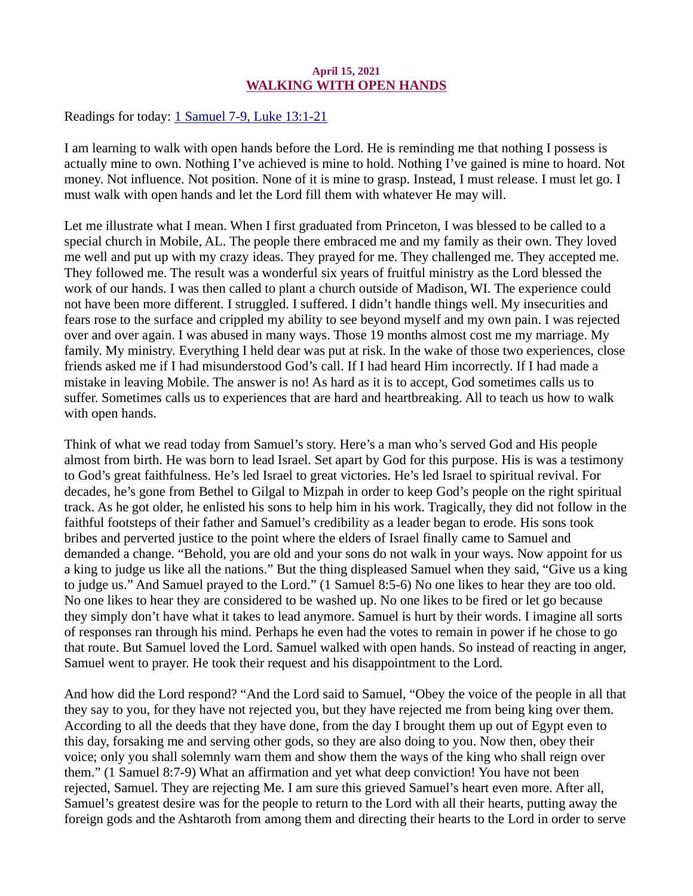**April 15, 2021**

## WALKING WITH OPEN HANDS

Readings for today: [1 Samuel 7-9, Luke 13:1-21]

I am learning to walk with open hands before the Lord. He is reminding me that nothing I possess is actually mine to own. Nothing I've achieved is mine to hold. Nothing I've gained is mine to hoard. Not money. Not influence. Not position. None of it is mine to grasp. Instead, I must release. I must let go. I must walk with open hands and let the Lord fill them with whatever He may will.

Let me illustrate what I mean. When I first graduated from Princeton, I was blessed to be called to a special church in Mobile, AL. The people there embraced me and my family as their own. They loved me well and put up with my crazy ideas. They prayed for me. They challenged me. They accepted me. They followed me. The result was a wonderful six years of fruitful ministry as the Lord blessed the work of our hands. I was then called to plant a church outside of Madison, WI. The experience could not have been more different. I struggled. I suffered. I didn't handle things well. My insecurities and fears rose to the surface and crippled my ability to see beyond myself and my own pain. I was rejected over and over again. I was abused in many ways. Those 19 months almost cost me my marriage. My family. My ministry. Everything I held dear was put at risk. In the wake of those two experiences, close friends asked me if I had misunderstood God's call. If I had heard Him incorrectly. If I had made a mistake in leaving Mobile. The answer is no! As hard as it is to accept, God sometimes calls us to suffer. Sometimes calls us to experiences that are hard and heartbreaking. All to teach us how to walk with open hands.

Think of what we read today from Samuel's story. Here's a man who's served God and His people almost from birth. He was born to lead Israel. Set apart by God for this purpose. His is was a testimony to God's great faithfulness. He's led Israel to great victories. He's led Israel to spiritual revival. For decades, he's gone from Bethel to Gilgal to Mizpah in order to keep God's people on the right spiritual track. As he got older, he enlisted his sons to help him in his work. Tragically, they did not follow in the faithful footsteps of their father and Samuel's credibility as a leader began to erode. His sons took bribes and perverted justice to the point where the elders of Israel finally came to Samuel and demanded a change. "Behold, you are old and your sons do not walk in your ways. Now appoint for us a king to judge us like all the nations." But the thing displeased Samuel when they said, "Give us a king to judge us." And Samuel prayed to the Lord." (1 Samuel 8:5-6) No one likes to hear they are too old. No one likes to hear they are considered to be washed up. No one likes to be fired or let go because they simply don't have what it takes to lead anymore. Samuel is hurt by their words. I imagine all sorts of responses ran through his mind. Perhaps he even had the votes to remain in power if he chose to go that route. But Samuel loved the Lord. Samuel walked with open hands. So instead of reacting in anger, Samuel went to prayer. He took their request and his disappointment to the Lord.

And how did the Lord respond? "And the Lord said to Samuel, "Obey the voice of the people in all that they say to you, for they have not rejected you, but they have rejected me from being king over them. According to all the deeds that they have done, from the day I brought them up out of Egypt even to this day, forsaking me and serving other gods, so they are also doing to you. Now then, obey their voice; only you shall solemnly warn them and show them the ways of the king who shall reign over them." (1 Samuel 8:7-9) What an affirmation and yet what deep conviction! You have not been rejected, Samuel. They are rejecting Me. I am sure this grieved Samuel's heart even more. After all, Samuel's greatest desire was for the people to return to the Lord with all their hearts, putting away the foreign gods and the Ashtaroth from among them and directing their hearts to the Lord in order to serve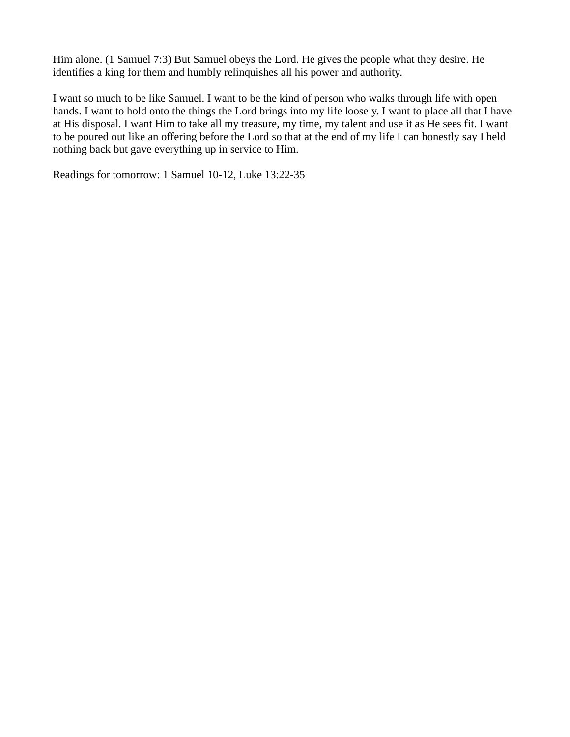Him alone. (1 Samuel 7:3) But Samuel obeys the Lord. He gives the people what they desire. He identifies a king for them and humbly relinquishes all his power and authority.

I want so much to be like Samuel. I want to be the kind of person who walks through life with open hands. I want to hold onto the things the Lord brings into my life loosely. I want to place all that I have at His disposal. I want Him to take all my treasure, my time, my talent and use it as He sees fit. I want to be poured out like an offering before the Lord so that at the end of my life I can honestly say I held nothing back but gave everything up in service to Him.

Readings for tomorrow: 1 Samuel 10-12, Luke 13:22-35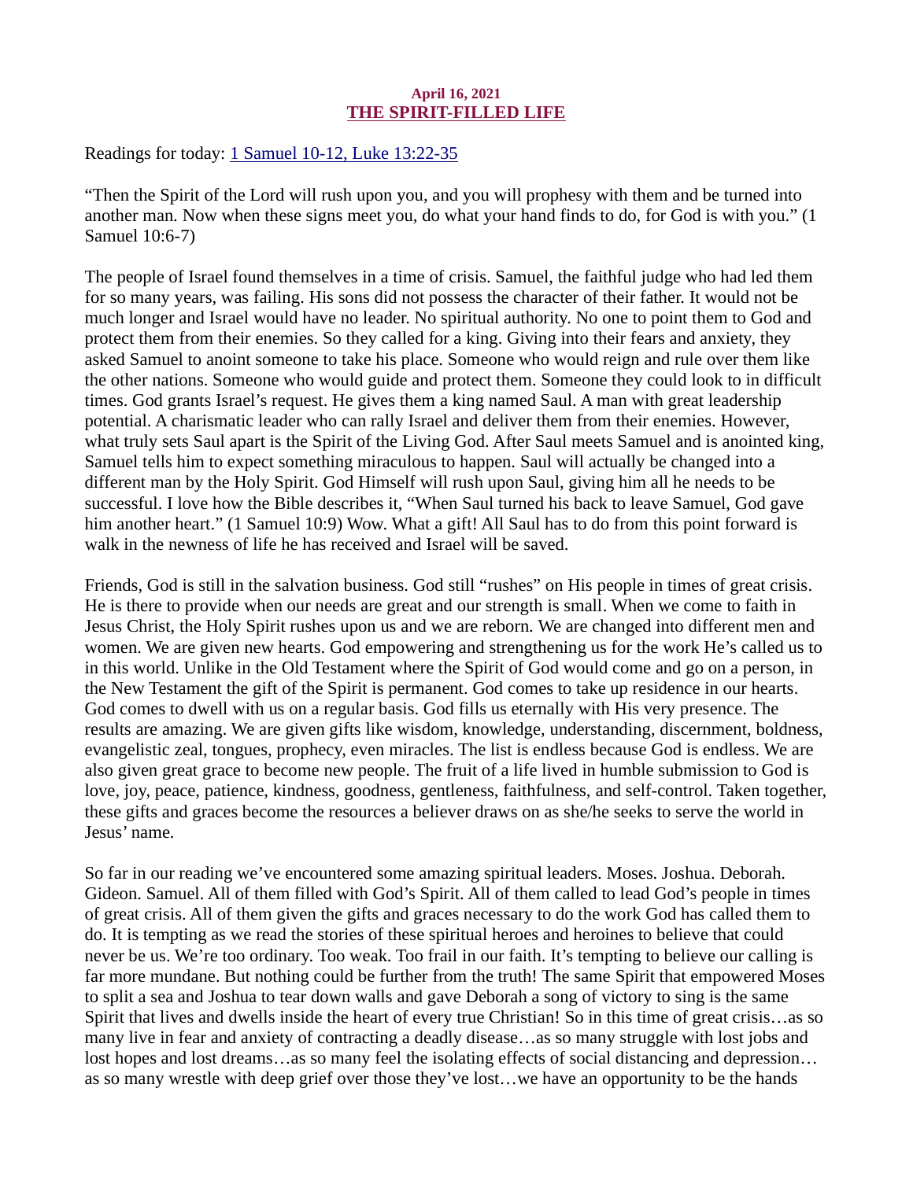April 16, 2021

## THE SPIRIT-FILLED LIFE

Readings for today: 1 Samuel 10-12, Luke 13:22-35

"Then the Spirit of the Lord will rush upon you, and you will prophesy with them and be turned into another man. Now when these signs meet you, do what your hand finds to do, for God is with you." (1 Samuel 10:6-7)

The people of Israel found themselves in a time of crisis. Samuel, the faithful judge who had led them for so many years, was failing. His sons did not possess the character of their father. It would not be much longer and Israel would have no leader. No spiritual authority. No one to point them to God and protect them from their enemies. So they called for a king. Giving into their fears and anxiety, they asked Samuel to anoint someone to take his place. Someone who would reign and rule over them like the other nations. Someone who would guide and protect them. Someone they could look to in difficult times. God grants Israel's request. He gives them a king named Saul. A man with great leadership potential. A charismatic leader who can rally Israel and deliver them from their enemies. However, what truly sets Saul apart is the Spirit of the Living God. After Saul meets Samuel and is anointed king, Samuel tells him to expect something miraculous to happen. Saul will actually be changed into a different man by the Holy Spirit. God Himself will rush upon Saul, giving him all he needs to be successful. I love how the Bible describes it, "When Saul turned his back to leave Samuel, God gave him another heart." (1 Samuel 10:9) Wow. What a gift! All Saul has to do from this point forward is walk in the newness of life he has received and Israel will be saved.

Friends, God is still in the salvation business. God still "rushes" on His people in times of great crisis. He is there to provide when our needs are great and our strength is small. When we come to faith in Jesus Christ, the Holy Spirit rushes upon us and we are reborn. We are changed into different men and women. We are given new hearts. God empowering and strengthening us for the work He's called us to in this world. Unlike in the Old Testament where the Spirit of God would come and go on a person, in the New Testament the gift of the Spirit is permanent. God comes to take up residence in our hearts. God comes to dwell with us on a regular basis. God fills us eternally with His very presence. The results are amazing. We are given gifts like wisdom, knowledge, understanding, discernment, boldness, evangelistic zeal, tongues, prophecy, even miracles. The list is endless because God is endless. We are also given great grace to become new people. The fruit of a life lived in humble submission to God is love, joy, peace, patience, kindness, goodness, gentleness, faithfulness, and self-control. Taken together, these gifts and graces become the resources a believer draws on as she/he seeks to serve the world in Jesus' name.

So far in our reading we've encountered some amazing spiritual leaders. Moses. Joshua. Deborah. Gideon. Samuel. All of them filled with God's Spirit. All of them called to lead God's people in times of great crisis. All of them given the gifts and graces necessary to do the work God has called them to do. It is tempting as we read the stories of these spiritual heroes and heroines to believe that could never be us. We're too ordinary. Too weak. Too frail in our faith. It's tempting to believe our calling is far more mundane. But nothing could be further from the truth! The same Spirit that empowered Moses to split a sea and Joshua to tear down walls and gave Deborah a song of victory to sing is the same Spirit that lives and dwells inside the heart of every true Christian! So in this time of great crisis…as so many live in fear and anxiety of contracting a deadly disease…as so many struggle with lost jobs and lost hopes and lost dreams…as so many feel the isolating effects of social distancing and depression…as so many wrestle with deep grief over those they've lost…we have an opportunity to be the hands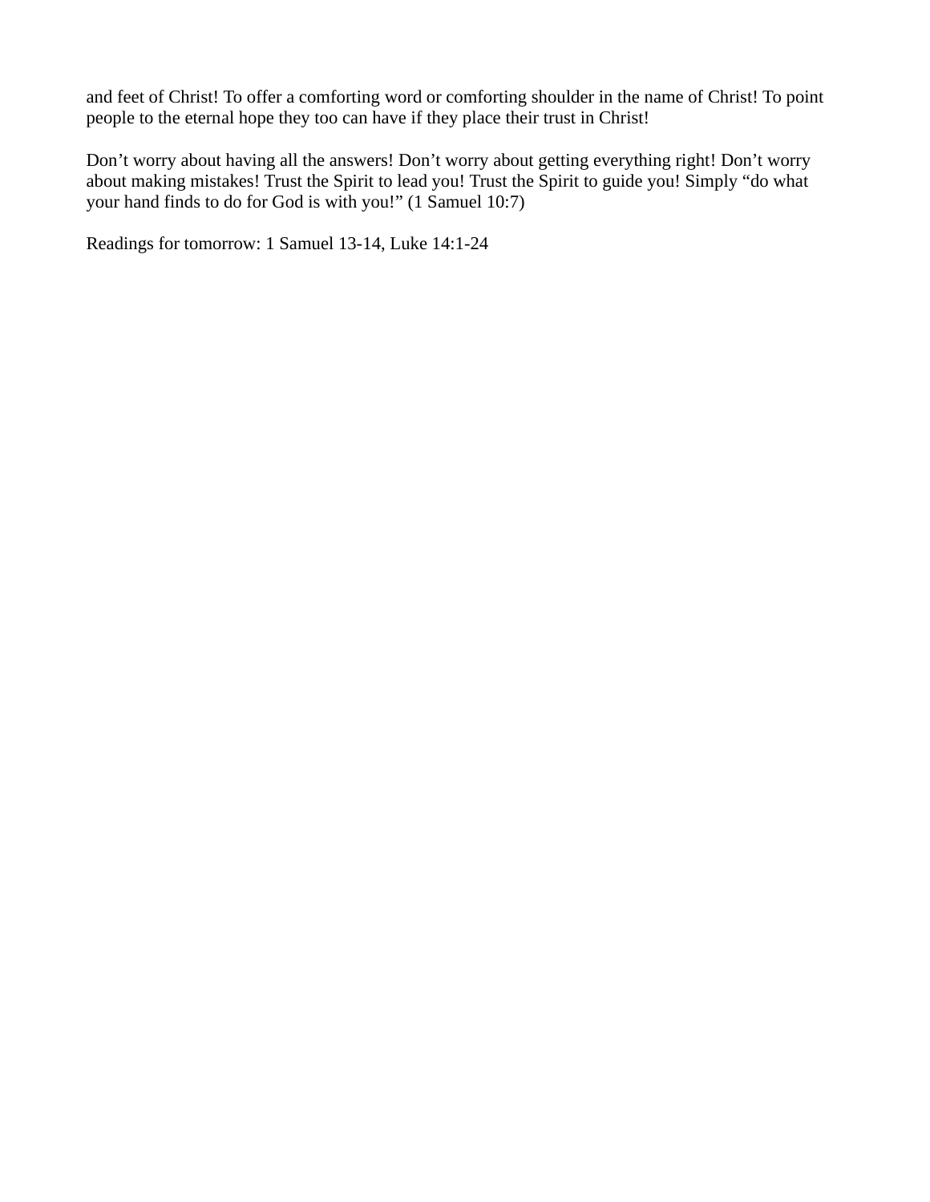and feet of Christ! To offer a comforting word or comforting shoulder in the name of Christ! To point people to the eternal hope they too can have if they place their trust in Christ!

Don't worry about having all the answers! Don't worry about getting everything right! Don't worry about making mistakes! Trust the Spirit to lead you! Trust the Spirit to guide you! Simply "do what your hand finds to do for God is with you!" (1 Samuel 10:7)

Readings for tomorrow: 1 Samuel 13-14, Luke 14:1-24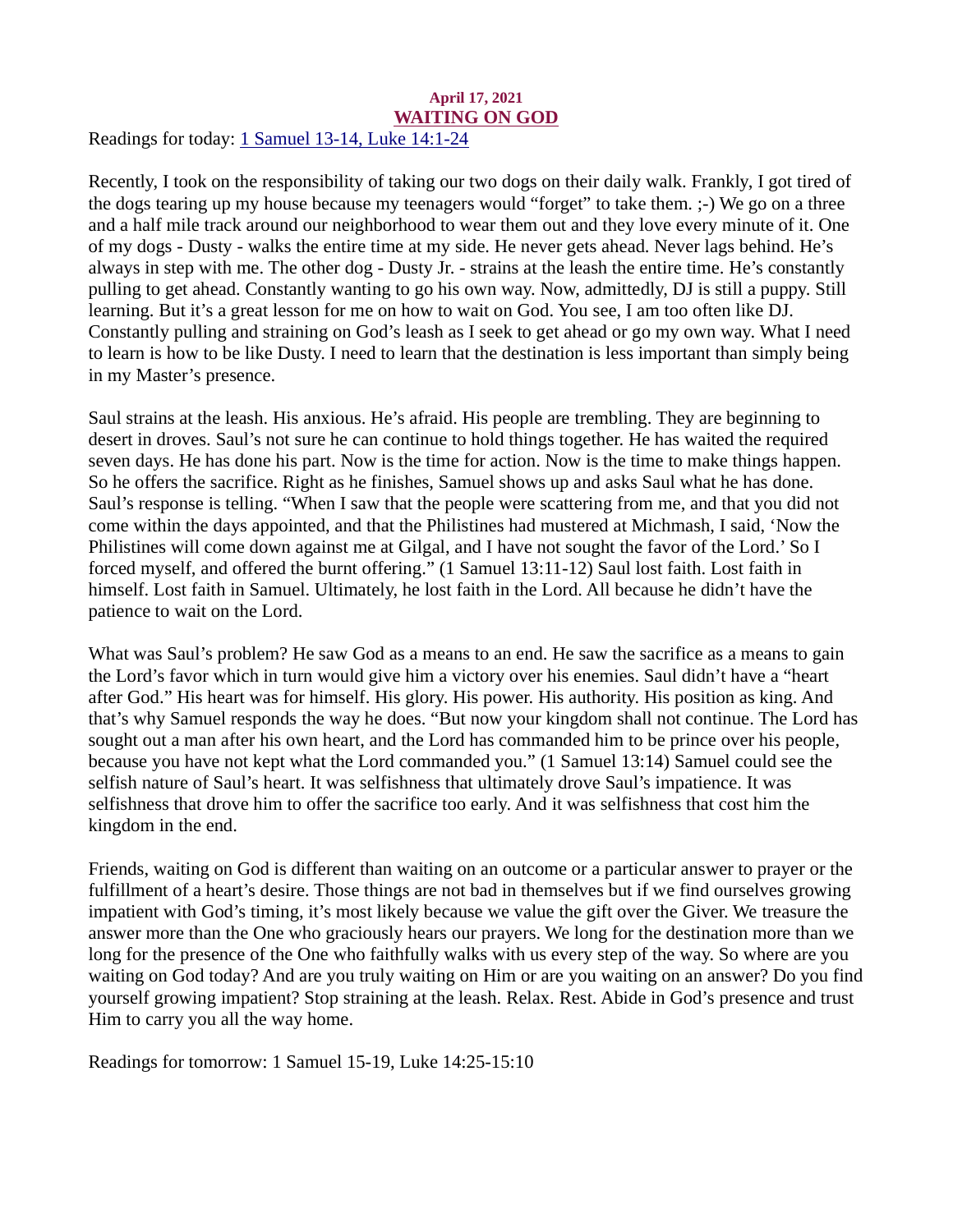April 17, 2021

# WAITING ON GOD

Readings for today: 1 Samuel 13-14, Luke 14:1-24

Recently, I took on the responsibility of taking our two dogs on their daily walk. Frankly, I got tired of the dogs tearing up my house because my teenagers would "forget" to take them. ;-) We go on a three and a half mile track around our neighborhood to wear them out and they love every minute of it. One of my dogs - Dusty - walks the entire time at my side. He never gets ahead. Never lags behind. He's always in step with me. The other dog - Dusty Jr. - strains at the leash the entire time. He's constantly pulling to get ahead. Constantly wanting to go his own way. Now, admittedly, DJ is still a puppy. Still learning. But it's a great lesson for me on how to wait on God. You see, I am too often like DJ. Constantly pulling and straining on God's leash as I seek to get ahead or go my own way. What I need to learn is how to be like Dusty. I need to learn that the destination is less important than simply being in my Master's presence.

Saul strains at the leash. His anxious. He's afraid. His people are trembling. They are beginning to desert in droves. Saul's not sure he can continue to hold things together. He has waited the required seven days. He has done his part. Now is the time for action. Now is the time to make things happen. So he offers the sacrifice. Right as he finishes, Samuel shows up and asks Saul what he has done. Saul's response is telling. "When I saw that the people were scattering from me, and that you did not come within the days appointed, and that the Philistines had mustered at Michmash, I said, 'Now the Philistines will come down against me at Gilgal, and I have not sought the favor of the Lord.' So I forced myself, and offered the burnt offering." (1 Samuel 13:11-12) Saul lost faith. Lost faith in himself. Lost faith in Samuel. Ultimately, he lost faith in the Lord. All because he didn't have the patience to wait on the Lord.

What was Saul's problem? He saw God as a means to an end. He saw the sacrifice as a means to gain the Lord's favor which in turn would give him a victory over his enemies. Saul didn't have a "heart after God." His heart was for himself. His glory. His power. His authority. His position as king. And that's why Samuel responds the way he does. "But now your kingdom shall not continue. The Lord has sought out a man after his own heart, and the Lord has commanded him to be prince over his people, because you have not kept what the Lord commanded you." (1 Samuel 13:14) Samuel could see the selfish nature of Saul's heart. It was selfishness that ultimately drove Saul's impatience. It was selfishness that drove him to offer the sacrifice too early. And it was selfishness that cost him the kingdom in the end.

Friends, waiting on God is different than waiting on an outcome or a particular answer to prayer or the fulfillment of a heart's desire. Those things are not bad in themselves but if we find ourselves growing impatient with God's timing, it's most likely because we value the gift over the Giver. We treasure the answer more than the One who graciously hears our prayers. We long for the destination more than we long for the presence of the One who faithfully walks with us every step of the way. So where are you waiting on God today? And are you truly waiting on Him or are you waiting on an answer? Do you find yourself growing impatient? Stop straining at the leash. Relax. Rest. Abide in God's presence and trust Him to carry you all the way home.

Readings for tomorrow: 1 Samuel 15-19, Luke 14:25-15:10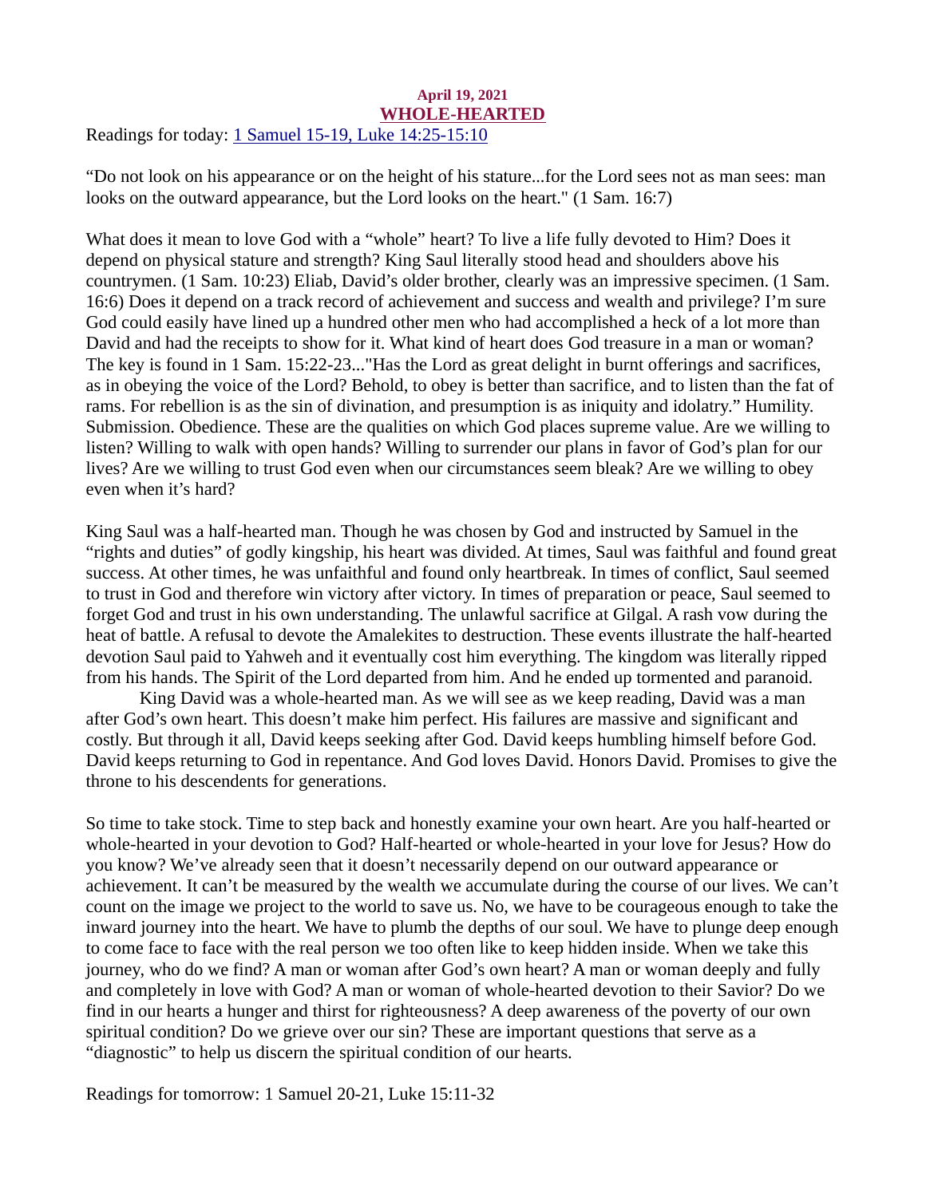April 19, 2021

## WHOLE-HEARTED

Readings for today: [1 Samuel 15-19, Luke 14:25-15:10]

“Do not look on his appearance or on the height of his stature...for the Lord sees not as man sees: man looks on the outward appearance, but the Lord looks on the heart." (1 Sam. 16:7)

What does it mean to love God with a “whole” heart? To live a life fully devoted to Him? Does it depend on physical stature and strength? King Saul literally stood head and shoulders above his countrymen. (1 Sam. 10:23) Eliab, David’s older brother, clearly was an impressive specimen. (1 Sam. 16:6) Does it depend on a track record of achievement and success and wealth and privilege? I’m sure God could easily have lined up a hundred other men who had accomplished a heck of a lot more than David and had the receipts to show for it. What kind of heart does God treasure in a man or woman? The key is found in 1 Sam. 15:22-23..."Has the Lord as great delight in burnt offerings and sacrifices, as in obeying the voice of the Lord? Behold, to obey is better than sacrifice, and to listen than the fat of rams. For rebellion is as the sin of divination, and presumption is as iniquity and idolatry.” Humility. Submission. Obedience. These are the qualities on which God places supreme value. Are we willing to listen? Willing to walk with open hands? Willing to surrender our plans in favor of God’s plan for our lives? Are we willing to trust God even when our circumstances seem bleak? Are we willing to obey even when it’s hard?

King Saul was a half-hearted man. Though he was chosen by God and instructed by Samuel in the “rights and duties” of godly kingship, his heart was divided. At times, Saul was faithful and found great success. At other times, he was unfaithful and found only heartbreak. In times of conflict, Saul seemed to trust in God and therefore win victory after victory. In times of preparation or peace, Saul seemed to forget God and trust in his own understanding. The unlawful sacrifice at Gilgal. A rash vow during the heat of battle. A refusal to devote the Amalekites to destruction. These events illustrate the half-hearted devotion Saul paid to Yahweh and it eventually cost him everything. The kingdom was literally ripped from his hands. The Spirit of the Lord departed from him. And he ended up tormented and paranoid.

King David was a whole-hearted man. As we will see as we keep reading, David was a man after God’s own heart. This doesn’t make him perfect. His failures are massive and significant and costly. But through it all, David keeps seeking after God. David keeps humbling himself before God. David keeps returning to God in repentance. And God loves David. Honors David. Promises to give the throne to his descendents for generations.

So time to take stock. Time to step back and honestly examine your own heart. Are you half-hearted or whole-hearted in your devotion to God? Half-hearted or whole-hearted in your love for Jesus? How do you know? We’ve already seen that it doesn’t necessarily depend on our outward appearance or achievement. It can’t be measured by the wealth we accumulate during the course of our lives. We can’t count on the image we project to the world to save us. No, we have to be courageous enough to take the inward journey into the heart. We have to plumb the depths of our soul. We have to plunge deep enough to come face to face with the real person we too often like to keep hidden inside. When we take this journey, who do we find? A man or woman after God’s own heart? A man or woman deeply and fully and completely in love with God? A man or woman of whole-hearted devotion to their Savior? Do we find in our hearts a hunger and thirst for righteousness? A deep awareness of the poverty of our own spiritual condition? Do we grieve over our sin? These are important questions that serve as a “diagnostic” to help us discern the spiritual condition of our hearts.

Readings for tomorrow: 1 Samuel 20-21, Luke 15:11-32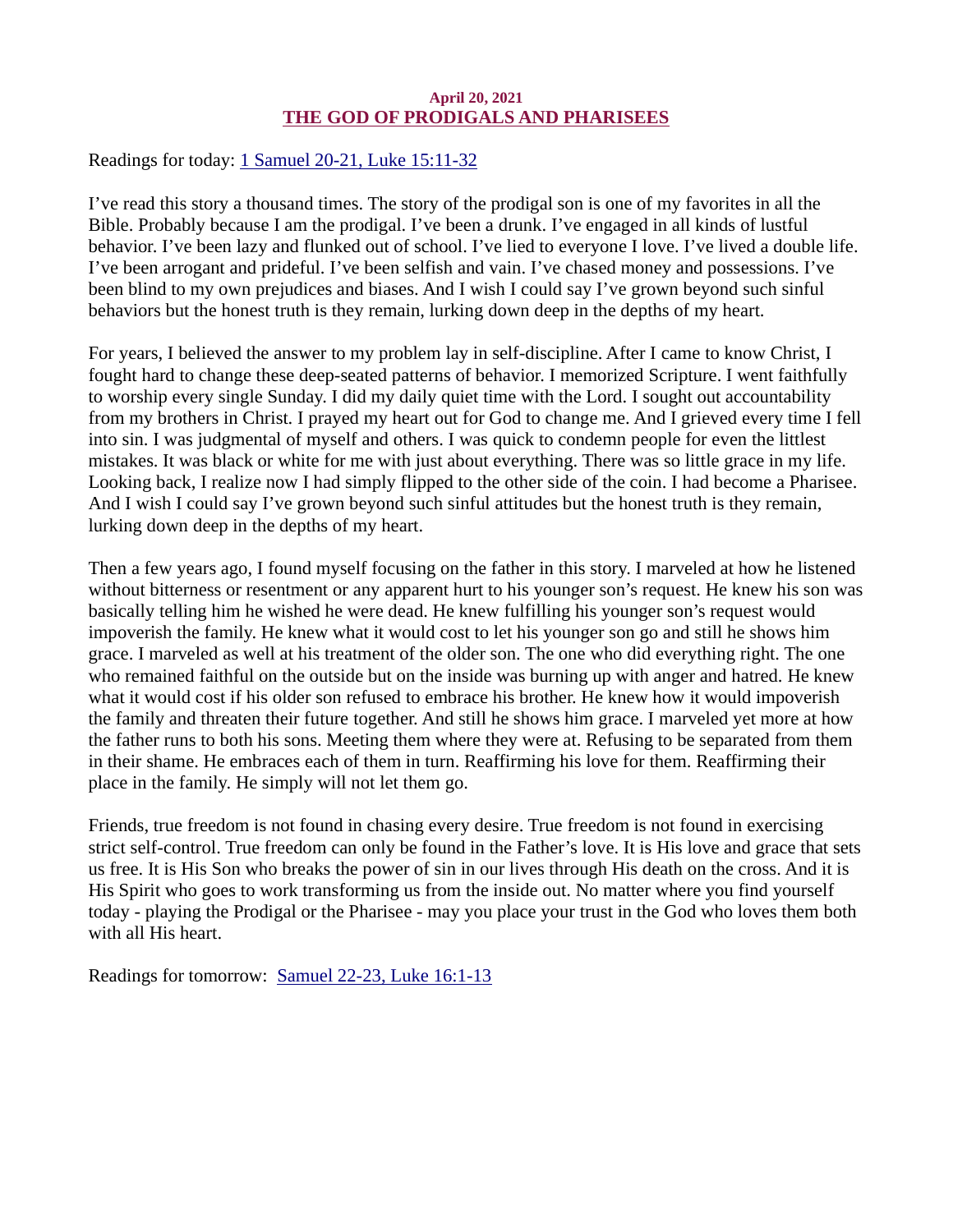**April 20, 2021**

## THE GOD OF PRODIGALS AND PHARISEES

Readings for today: [1 Samuel 20-21, Luke 15:11-32]

I've read this story a thousand times. The story of the prodigal son is one of my favorites in all the Bible. Probably because I am the prodigal. I've been a drunk. I've engaged in all kinds of lustful behavior. I've been lazy and flunked out of school. I've lied to everyone I love. I've lived a double life. I've been arrogant and prideful. I've been selfish and vain. I've chased money and possessions. I've been blind to my own prejudices and biases. And I wish I could say I've grown beyond such sinful behaviors but the honest truth is they remain, lurking down deep in the depths of my heart.

For years, I believed the answer to my problem lay in self-discipline. After I came to know Christ, I fought hard to change these deep-seated patterns of behavior. I memorized Scripture. I went faithfully to worship every single Sunday. I did my daily quiet time with the Lord. I sought out accountability from my brothers in Christ. I prayed my heart out for God to change me. And I grieved every time I fell into sin. I was judgmental of myself and others. I was quick to condemn people for even the littlest mistakes. It was black or white for me with just about everything. There was so little grace in my life. Looking back, I realize now I had simply flipped to the other side of the coin. I had become a Pharisee. And I wish I could say I've grown beyond such sinful attitudes but the honest truth is they remain, lurking down deep in the depths of my heart.

Then a few years ago, I found myself focusing on the father in this story. I marveled at how he listened without bitterness or resentment or any apparent hurt to his younger son's request. He knew his son was basically telling him he wished he were dead. He knew fulfilling his younger son's request would impoverish the family. He knew what it would cost to let his younger son go and still he shows him grace. I marveled as well at his treatment of the older son. The one who did everything right. The one who remained faithful on the outside but on the inside was burning up with anger and hatred. He knew what it would cost if his older son refused to embrace his brother. He knew how it would impoverish the family and threaten their future together. And still he shows him grace. I marveled yet more at how the father runs to both his sons. Meeting them where they were at. Refusing to be separated from them in their shame. He embraces each of them in turn. Reaffirming his love for them. Reaffirming their place in the family. He simply will not let them go.

Friends, true freedom is not found in chasing every desire. True freedom is not found in exercising strict self-control. True freedom can only be found in the Father's love. It is His love and grace that sets us free. It is His Son who breaks the power of sin in our lives through His death on the cross. And it is His Spirit who goes to work transforming us from the inside out. No matter where you find yourself today - playing the Prodigal or the Pharisee - may you place your trust in the God who loves them both with all His heart.

Readings for tomorrow: [Samuel 22-23, Luke 16:1-13]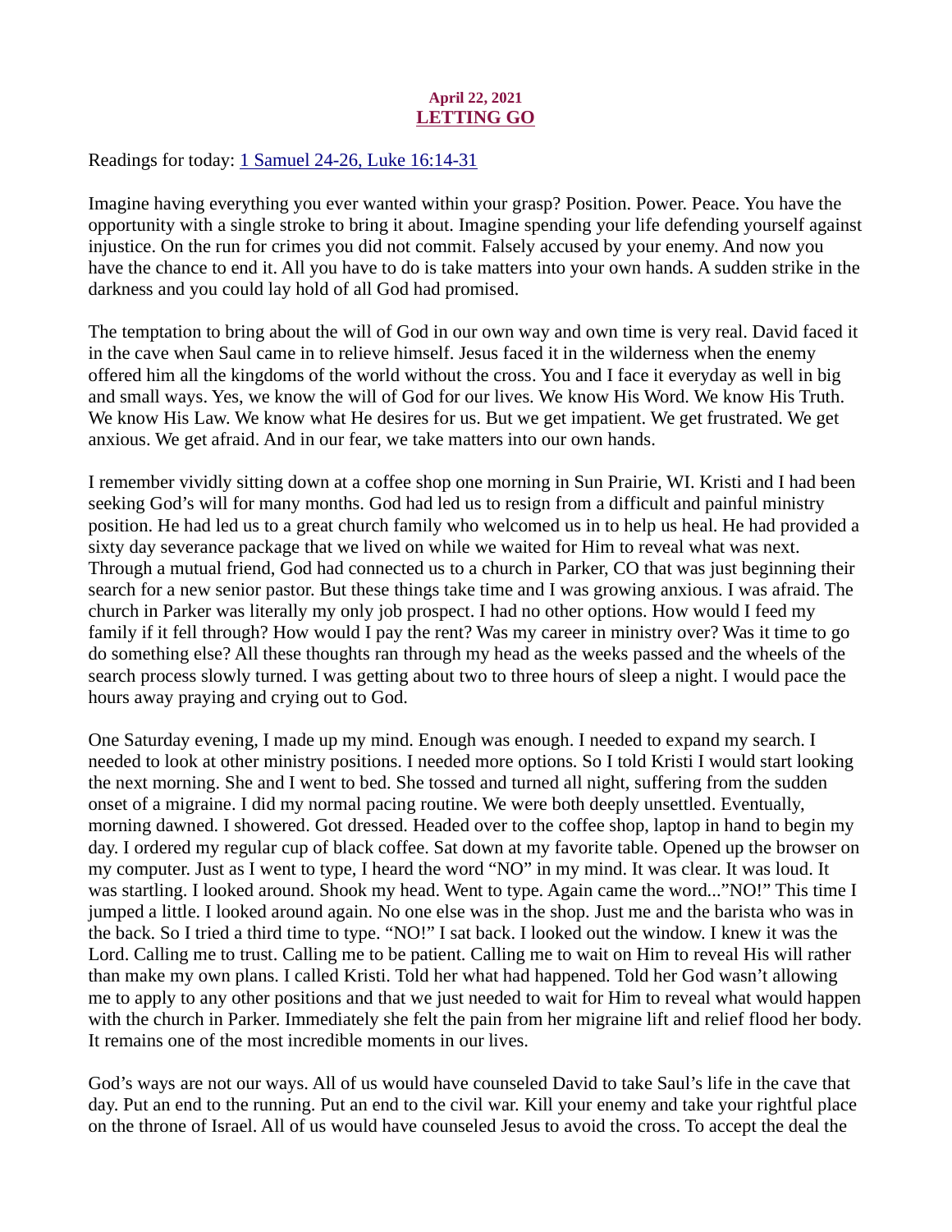April 22, 2021

# LETTING GO

Readings for today: [1 Samuel 24-26, Luke 16:14-31]()

Imagine having everything you ever wanted within your grasp? Position. Power. Peace. You have the opportunity with a single stroke to bring it about. Imagine spending your life defending yourself against injustice. On the run for crimes you did not commit. Falsely accused by your enemy. And now you have the chance to end it. All you have to do is take matters into your own hands. A sudden strike in the darkness and you could lay hold of all God had promised.

The temptation to bring about the will of God in our own way and own time is very real. David faced it in the cave when Saul came in to relieve himself. Jesus faced it in the wilderness when the enemy offered him all the kingdoms of the world without the cross. You and I face it everyday as well in big and small ways. Yes, we know the will of God for our lives. We know His Word. We know His Truth. We know His Law. We know what He desires for us. But we get impatient. We get frustrated. We get anxious. We get afraid. And in our fear, we take matters into our own hands.

I remember vividly sitting down at a coffee shop one morning in Sun Prairie, WI. Kristi and I had been seeking God's will for many months. God had led us to resign from a difficult and painful ministry position. He had led us to a great church family who welcomed us in to help us heal. He had provided a sixty day severance package that we lived on while we waited for Him to reveal what was next. Through a mutual friend, God had connected us to a church in Parker, CO that was just beginning their search for a new senior pastor. But these things take time and I was growing anxious. I was afraid. The church in Parker was literally my only job prospect. I had no other options. How would I feed my family if it fell through? How would I pay the rent? Was my career in ministry over? Was it time to go do something else? All these thoughts ran through my head as the weeks passed and the wheels of the search process slowly turned. I was getting about two to three hours of sleep a night. I would pace the hours away praying and crying out to God.

One Saturday evening, I made up my mind. Enough was enough. I needed to expand my search. I needed to look at other ministry positions. I needed more options. So I told Kristi I would start looking the next morning. She and I went to bed. She tossed and turned all night, suffering from the sudden onset of a migraine. I did my normal pacing routine. We were both deeply unsettled. Eventually, morning dawned. I showered. Got dressed. Headed over to the coffee shop, laptop in hand to begin my day. I ordered my regular cup of black coffee. Sat down at my favorite table. Opened up the browser on my computer. Just as I went to type, I heard the word "NO" in my mind. It was clear. It was loud. It was startling. I looked around. Shook my head. Went to type. Again came the word..."NO!" This time I jumped a little. I looked around again. No one else was in the shop. Just me and the barista who was in the back. So I tried a third time to type. "NO!" I sat back. I looked out the window. I knew it was the Lord. Calling me to trust. Calling me to be patient. Calling me to wait on Him to reveal His will rather than make my own plans. I called Kristi. Told her what had happened. Told her God wasn't allowing me to apply to any other positions and that we just needed to wait for Him to reveal what would happen with the church in Parker. Immediately she felt the pain from her migraine lift and relief flood her body. It remains one of the most incredible moments in our lives.

God's ways are not our ways. All of us would have counseled David to take Saul's life in the cave that day. Put an end to the running. Put an end to the civil war. Kill your enemy and take your rightful place on the throne of Israel. All of us would have counseled Jesus to avoid the cross. To accept the deal the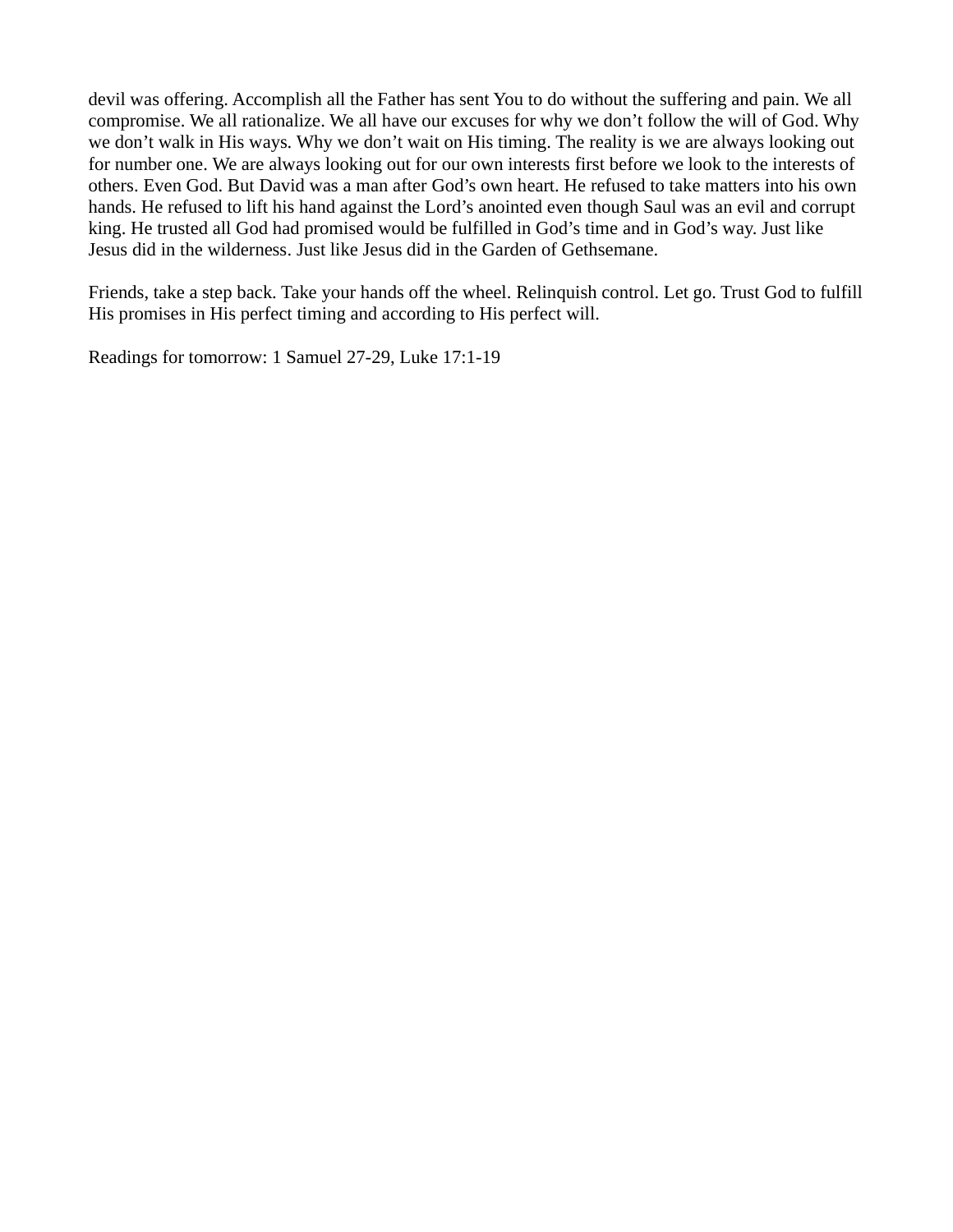devil was offering. Accomplish all the Father has sent You to do without the suffering and pain. We all compromise. We all rationalize. We all have our excuses for why we don't follow the will of God. Why we don't walk in His ways. Why we don't wait on His timing. The reality is we are always looking out for number one. We are always looking out for our own interests first before we look to the interests of others. Even God. But David was a man after God's own heart. He refused to take matters into his own hands. He refused to lift his hand against the Lord's anointed even though Saul was an evil and corrupt king. He trusted all God had promised would be fulfilled in God's time and in God's way. Just like Jesus did in the wilderness. Just like Jesus did in the Garden of Gethsemane.

Friends, take a step back. Take your hands off the wheel. Relinquish control. Let go. Trust God to fulfill His promises in His perfect timing and according to His perfect will.

Readings for tomorrow: 1 Samuel 27-29, Luke 17:1-19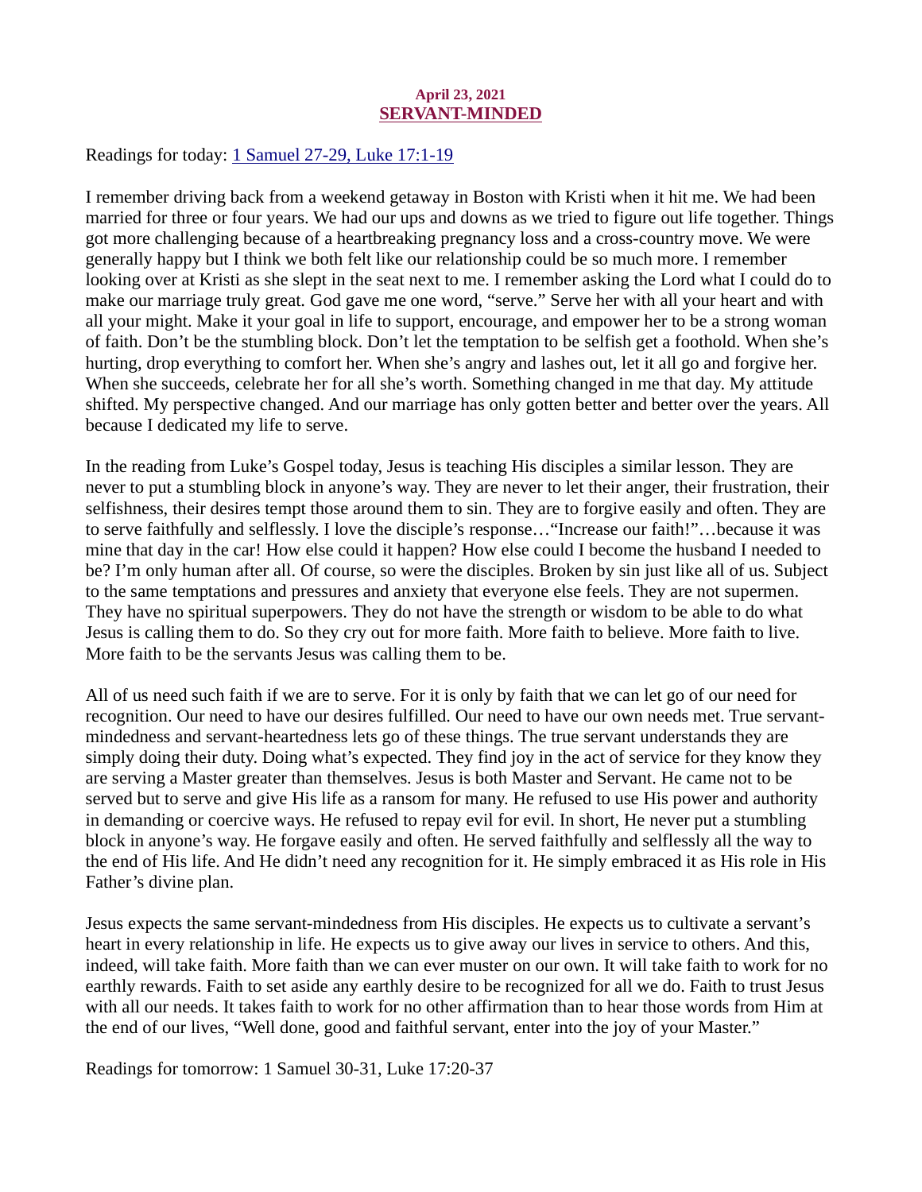April 23, 2021

## SERVANT-MINDED

Readings for today: [1 Samuel 27-29, Luke 17:1-19]()

I remember driving back from a weekend getaway in Boston with Kristi when it hit me. We had been married for three or four years. We had our ups and downs as we tried to figure out life together. Things got more challenging because of a heartbreaking pregnancy loss and a cross-country move. We were generally happy but I think we both felt like our relationship could be so much more. I remember looking over at Kristi as she slept in the seat next to me. I remember asking the Lord what I could do to make our marriage truly great. God gave me one word, "serve." Serve her with all your heart and with all your might. Make it your goal in life to support, encourage, and empower her to be a strong woman of faith. Don't be the stumbling block. Don't let the temptation to be selfish get a foothold. When she's hurting, drop everything to comfort her. When she's angry and lashes out, let it all go and forgive her. When she succeeds, celebrate her for all she's worth. Something changed in me that day. My attitude shifted. My perspective changed. And our marriage has only gotten better and better over the years. All because I dedicated my life to serve.

In the reading from Luke's Gospel today, Jesus is teaching His disciples a similar lesson. They are never to put a stumbling block in anyone's way. They are never to let their anger, their frustration, their selfishness, their desires tempt those around them to sin. They are to forgive easily and often. They are to serve faithfully and selflessly. I love the disciple's response…"Increase our faith!"…because it was mine that day in the car! How else could it happen? How else could I become the husband I needed to be? I'm only human after all. Of course, so were the disciples. Broken by sin just like all of us. Subject to the same temptations and pressures and anxiety that everyone else feels. They are not supermen. They have no spiritual superpowers. They do not have the strength or wisdom to be able to do what Jesus is calling them to do. So they cry out for more faith. More faith to believe. More faith to live. More faith to be the servants Jesus was calling them to be.

All of us need such faith if we are to serve. For it is only by faith that we can let go of our need for recognition. Our need to have our desires fulfilled. Our need to have our own needs met. True servant-mindedness and servant-heartedness lets go of these things. The true servant understands they are simply doing their duty. Doing what's expected. They find joy in the act of service for they know they are serving a Master greater than themselves. Jesus is both Master and Servant. He came not to be served but to serve and give His life as a ransom for many. He refused to use His power and authority in demanding or coercive ways. He refused to repay evil for evil. In short, He never put a stumbling block in anyone's way. He forgave easily and often. He served faithfully and selflessly all the way to the end of His life. And He didn't need any recognition for it. He simply embraced it as His role in His Father's divine plan.

Jesus expects the same servant-mindedness from His disciples. He expects us to cultivate a servant's heart in every relationship in life. He expects us to give away our lives in service to others. And this, indeed, will take faith. More faith than we can ever muster on our own. It will take faith to work for no earthly rewards. Faith to set aside any earthly desire to be recognized for all we do. Faith to trust Jesus with all our needs. It takes faith to work for no other affirmation than to hear those words from Him at the end of our lives, "Well done, good and faithful servant, enter into the joy of your Master."

Readings for tomorrow: 1 Samuel 30-31, Luke 17:20-37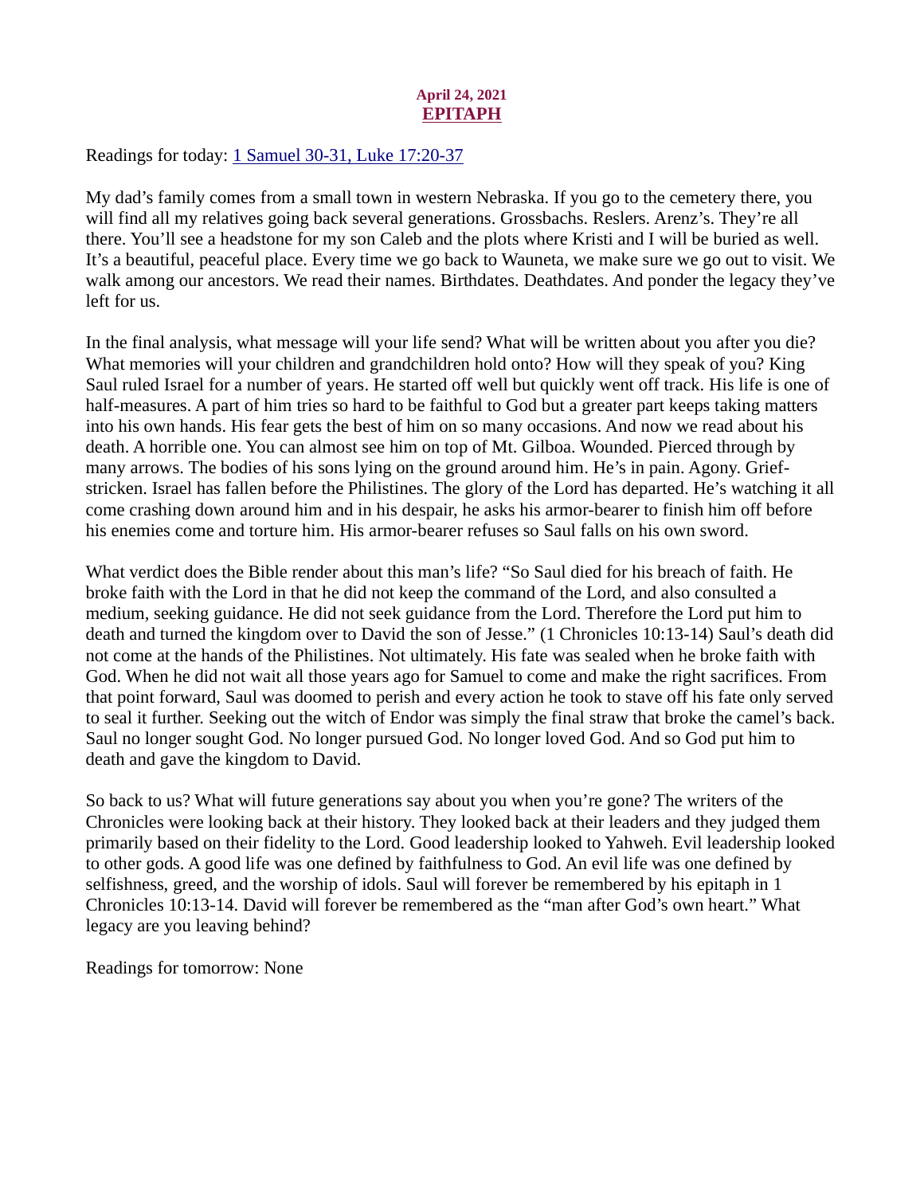April 24, 2021

# EPITAPH

Readings for today: 1 Samuel 30-31, Luke 17:20-37

My dad's family comes from a small town in western Nebraska. If you go to the cemetery there, you will find all my relatives going back several generations. Grossbachs. Reslers. Arenz's. They're all there. You'll see a headstone for my son Caleb and the plots where Kristi and I will be buried as well. It's a beautiful, peaceful place. Every time we go back to Wauneta, we make sure we go out to visit. We walk among our ancestors. We read their names. Birthdates. Deathdates. And ponder the legacy they've left for us.

In the final analysis, what message will your life send? What will be written about you after you die? What memories will your children and grandchildren hold onto? How will they speak of you? King Saul ruled Israel for a number of years. He started off well but quickly went off track. His life is one of half-measures. A part of him tries so hard to be faithful to God but a greater part keeps taking matters into his own hands. His fear gets the best of him on so many occasions. And now we read about his death. A horrible one. You can almost see him on top of Mt. Gilboa. Wounded. Pierced through by many arrows. The bodies of his sons lying on the ground around him. He's in pain. Agony. Grief-stricken. Israel has fallen before the Philistines. The glory of the Lord has departed. He's watching it all come crashing down around him and in his despair, he asks his armor-bearer to finish him off before his enemies come and torture him. His armor-bearer refuses so Saul falls on his own sword.

What verdict does the Bible render about this man's life? "So Saul died for his breach of faith. He broke faith with the Lord in that he did not keep the command of the Lord, and also consulted a medium, seeking guidance. He did not seek guidance from the Lord. Therefore the Lord put him to death and turned the kingdom over to David the son of Jesse." (1 Chronicles 10:13-14) Saul's death did not come at the hands of the Philistines. Not ultimately. His fate was sealed when he broke faith with God. When he did not wait all those years ago for Samuel to come and make the right sacrifices. From that point forward, Saul was doomed to perish and every action he took to stave off his fate only served to seal it further. Seeking out the witch of Endor was simply the final straw that broke the camel's back. Saul no longer sought God. No longer pursued God. No longer loved God. And so God put him to death and gave the kingdom to David.

So back to us? What will future generations say about you when you're gone? The writers of the Chronicles were looking back at their history. They looked back at their leaders and they judged them primarily based on their fidelity to the Lord. Good leadership looked to Yahweh. Evil leadership looked to other gods. A good life was one defined by faithfulness to God. An evil life was one defined by selfishness, greed, and the worship of idols. Saul will forever be remembered by his epitaph in 1 Chronicles 10:13-14. David will forever be remembered as the "man after God's own heart." What legacy are you leaving behind?

Readings for tomorrow: None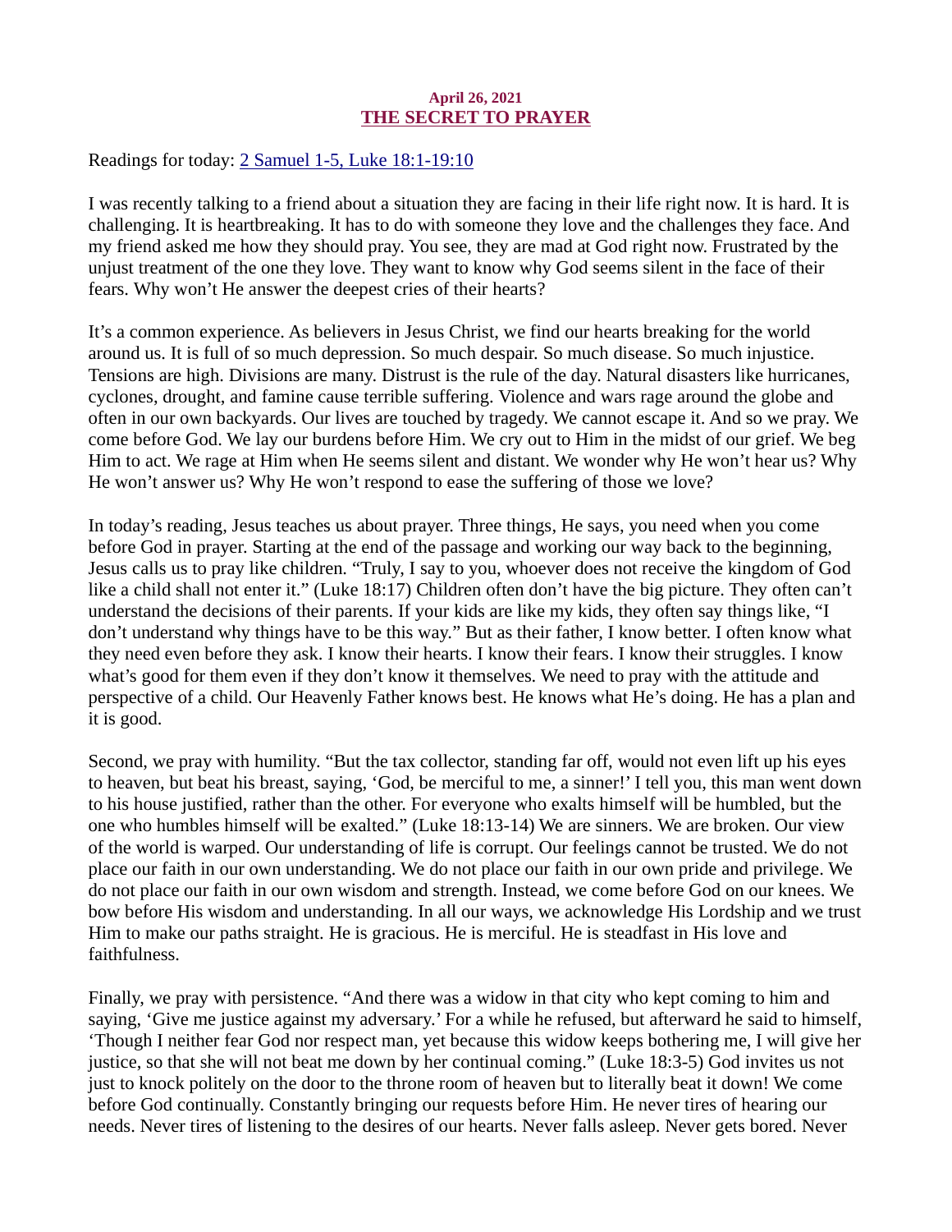April 26, 2021

## THE SECRET TO PRAYER

Readings for today: [2 Samuel 1-5, Luke 18:1-19:10]

I was recently talking to a friend about a situation they are facing in their life right now. It is hard. It is challenging. It is heartbreaking. It has to do with someone they love and the challenges they face. And my friend asked me how they should pray. You see, they are mad at God right now. Frustrated by the unjust treatment of the one they love. They want to know why God seems silent in the face of their fears. Why won't He answer the deepest cries of their hearts?

It's a common experience. As believers in Jesus Christ, we find our hearts breaking for the world around us. It is full of so much depression. So much despair. So much disease. So much injustice. Tensions are high. Divisions are many. Distrust is the rule of the day. Natural disasters like hurricanes, cyclones, drought, and famine cause terrible suffering. Violence and wars rage around the globe and often in our own backyards. Our lives are touched by tragedy. We cannot escape it. And so we pray. We come before God. We lay our burdens before Him. We cry out to Him in the midst of our grief. We beg Him to act. We rage at Him when He seems silent and distant. We wonder why He won't hear us? Why He won't answer us? Why He won't respond to ease the suffering of those we love?

In today's reading, Jesus teaches us about prayer. Three things, He says, you need when you come before God in prayer. Starting at the end of the passage and working our way back to the beginning, Jesus calls us to pray like children. "Truly, I say to you, whoever does not receive the kingdom of God like a child shall not enter it." (Luke 18:17) Children often don't have the big picture. They often can't understand the decisions of their parents. If your kids are like my kids, they often say things like, "I don't understand why things have to be this way." But as their father, I know better. I often know what they need even before they ask. I know their hearts. I know their fears. I know their struggles. I know what's good for them even if they don't know it themselves. We need to pray with the attitude and perspective of a child. Our Heavenly Father knows best. He knows what He's doing. He has a plan and it is good.

Second, we pray with humility. "But the tax collector, standing far off, would not even lift up his eyes to heaven, but beat his breast, saying, 'God, be merciful to me, a sinner!' I tell you, this man went down to his house justified, rather than the other. For everyone who exalts himself will be humbled, but the one who humbles himself will be exalted." (Luke 18:13-14) We are sinners. We are broken. Our view of the world is warped. Our understanding of life is corrupt. Our feelings cannot be trusted. We do not place our faith in our own understanding. We do not place our faith in our own pride and privilege. We do not place our faith in our own wisdom and strength. Instead, we come before God on our knees. We bow before His wisdom and understanding. In all our ways, we acknowledge His Lordship and we trust Him to make our paths straight. He is gracious. He is merciful. He is steadfast in His love and faithfulness.

Finally, we pray with persistence. "And there was a widow in that city who kept coming to him and saying, 'Give me justice against my adversary.' For a while he refused, but afterward he said to himself, 'Though I neither fear God nor respect man, yet because this widow keeps bothering me, I will give her justice, so that she will not beat me down by her continual coming." (Luke 18:3-5) God invites us not just to knock politely on the door to the throne room of heaven but to literally beat it down! We come before God continually. Constantly bringing our requests before Him. He never tires of hearing our needs. Never tires of listening to the desires of our hearts. Never falls asleep. Never gets bored. Never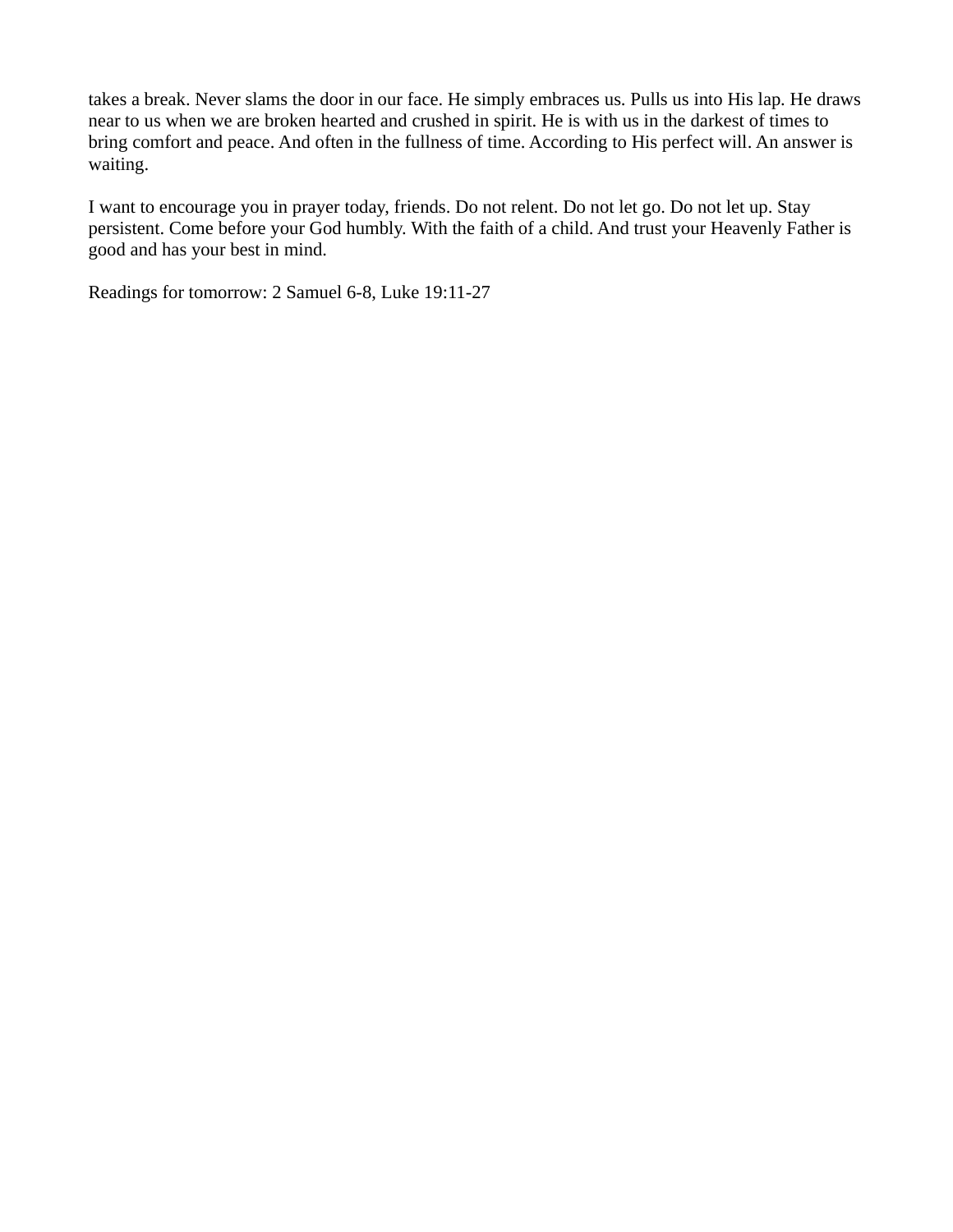takes a break. Never slams the door in our face. He simply embraces us. Pulls us into His lap. He draws near to us when we are broken hearted and crushed in spirit. He is with us in the darkest of times to bring comfort and peace. And often in the fullness of time. According to His perfect will. An answer is waiting.

I want to encourage you in prayer today, friends. Do not relent. Do not let go. Do not let up. Stay persistent. Come before your God humbly. With the faith of a child. And trust your Heavenly Father is good and has your best in mind.

Readings for tomorrow: 2 Samuel 6-8, Luke 19:11-27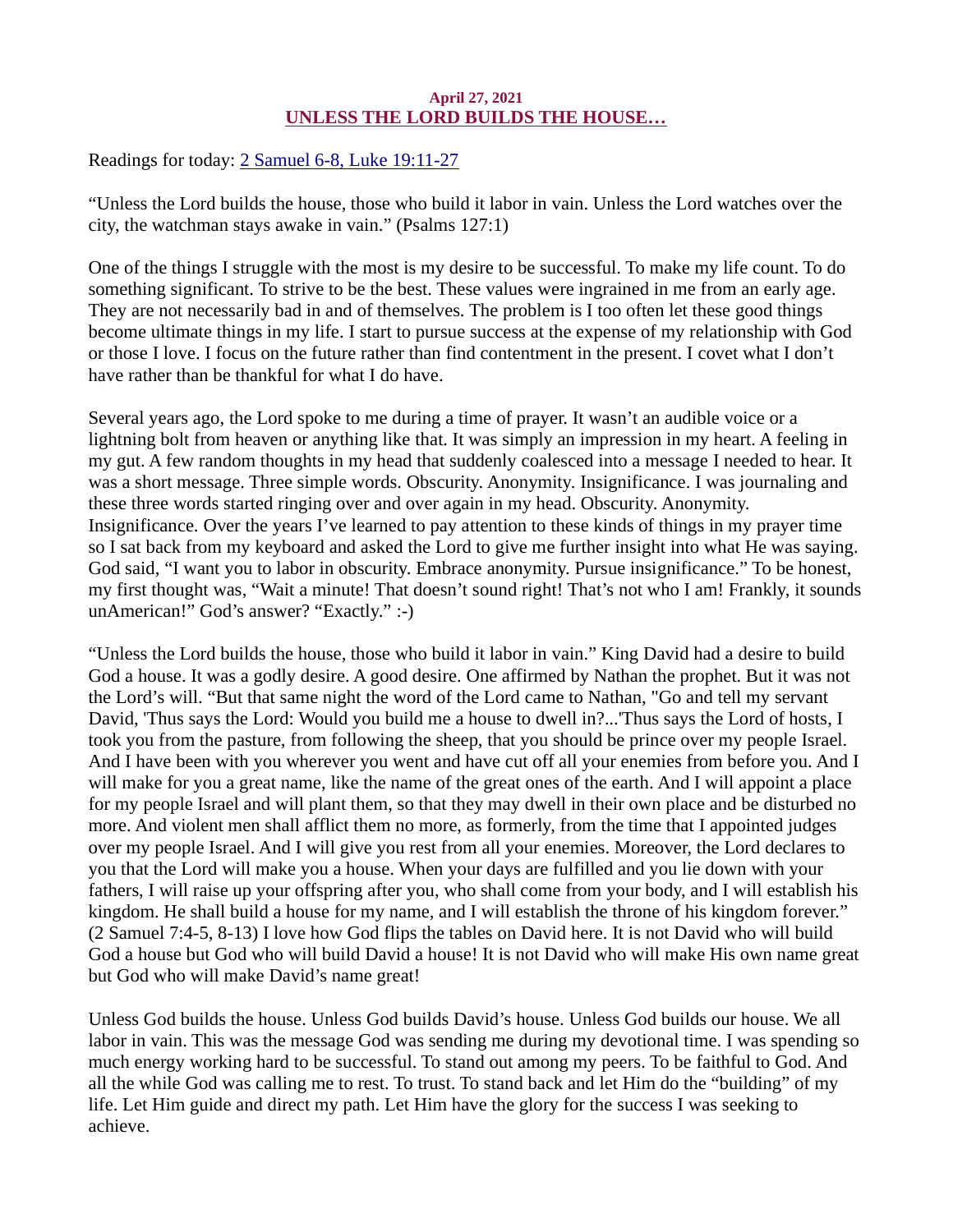**April 27, 2021**
## UNLESS THE LORD BUILDS THE HOUSE…

Readings for today: 2 Samuel 6-8, Luke 19:11-27

“Unless the Lord builds the house, those who build it labor in vain. Unless the Lord watches over the city, the watchman stays awake in vain.” (Psalms 127:1)

One of the things I struggle with the most is my desire to be successful. To make my life count. To do something significant. To strive to be the best. These values were ingrained in me from an early age. They are not necessarily bad in and of themselves. The problem is I too often let these good things become ultimate things in my life. I start to pursue success at the expense of my relationship with God or those I love. I focus on the future rather than find contentment in the present. I covet what I don’t have rather than be thankful for what I do have.

Several years ago, the Lord spoke to me during a time of prayer. It wasn’t an audible voice or a lightning bolt from heaven or anything like that. It was simply an impression in my heart. A feeling in my gut. A few random thoughts in my head that suddenly coalesced into a message I needed to hear. It was a short message. Three simple words. Obscurity. Anonymity. Insignificance. I was journaling and these three words started ringing over and over again in my head. Obscurity. Anonymity. Insignificance. Over the years I’ve learned to pay attention to these kinds of things in my prayer time so I sat back from my keyboard and asked the Lord to give me further insight into what He was saying. God said, “I want you to labor in obscurity. Embrace anonymity. Pursue insignificance.” To be honest, my first thought was, “Wait a minute! That doesn’t sound right! That’s not who I am! Frankly, it sounds unAmerican!” God’s answer? “Exactly.” :-)

“Unless the Lord builds the house, those who build it labor in vain.” King David had a desire to build God a house. It was a godly desire. A good desire. One affirmed by Nathan the prophet. But it was not the Lord’s will. “But that same night the word of the Lord came to Nathan, "Go and tell my servant David, 'Thus says the Lord: Would you build me a house to dwell in?...'Thus says the Lord of hosts, I took you from the pasture, from following the sheep, that you should be prince over my people Israel. And I have been with you wherever you went and have cut off all your enemies from before you. And I will make for you a great name, like the name of the great ones of the earth. And I will appoint a place for my people Israel and will plant them, so that they may dwell in their own place and be disturbed no more. And violent men shall afflict them no more, as formerly, from the time that I appointed judges over my people Israel. And I will give you rest from all your enemies. Moreover, the Lord declares to you that the Lord will make you a house. When your days are fulfilled and you lie down with your fathers, I will raise up your offspring after you, who shall come from your body, and I will establish his kingdom. He shall build a house for my name, and I will establish the throne of his kingdom forever.” (2 Samuel 7:4-5, 8-13) I love how God flips the tables on David here. It is not David who will build God a house but God who will build David a house! It is not David who will make His own name great but God who will make David’s name great!

Unless God builds the house. Unless God builds David’s house. Unless God builds our house. We all labor in vain. This was the message God was sending me during my devotional time. I was spending so much energy working hard to be successful. To stand out among my peers. To be faithful to God. And all the while God was calling me to rest. To trust. To stand back and let Him do the “building” of my life. Let Him guide and direct my path. Let Him have the glory for the success I was seeking to achieve.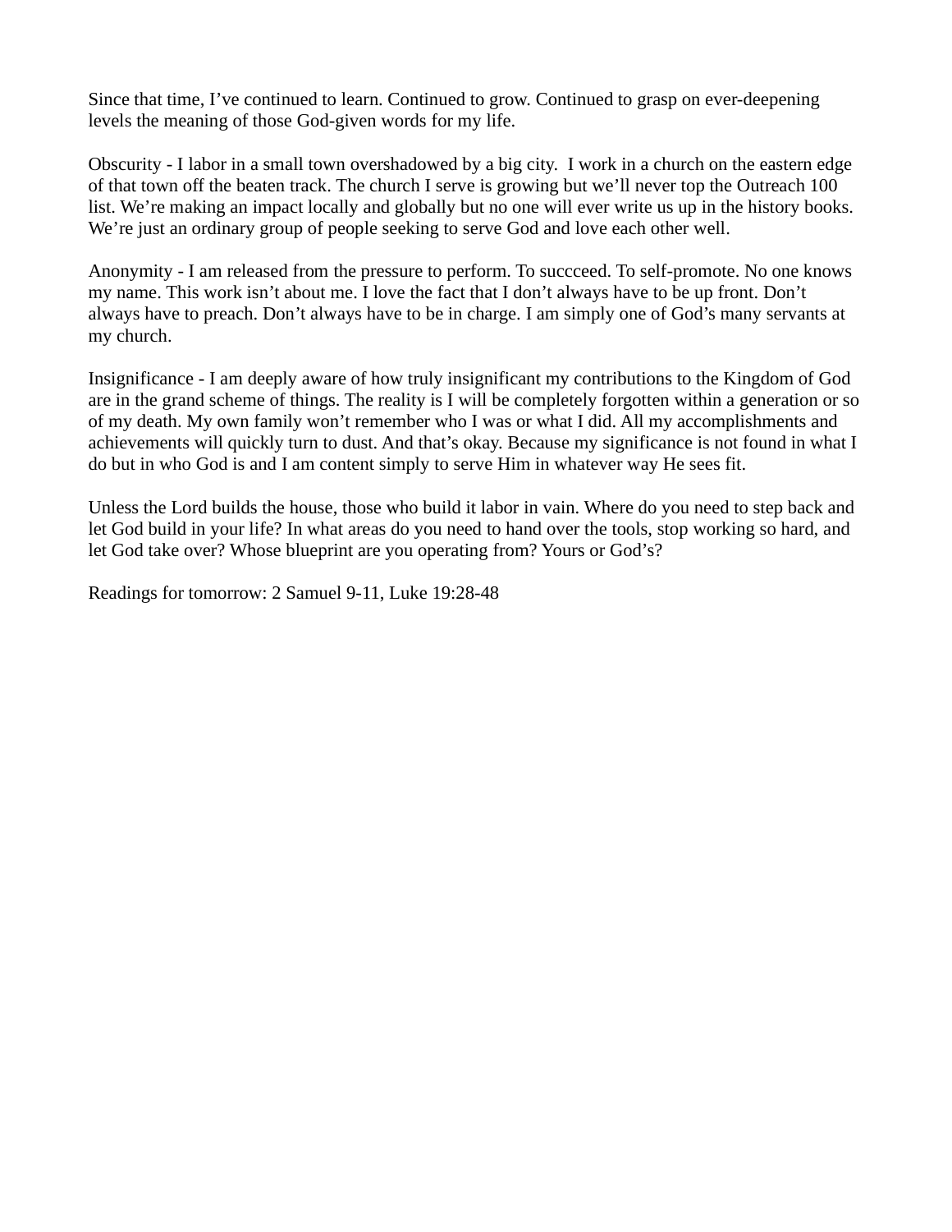Since that time, I've continued to learn. Continued to grow. Continued to grasp on ever-deepening levels the meaning of those God-given words for my life.

Obscurity - I labor in a small town overshadowed by a big city.  I work in a church on the eastern edge of that town off the beaten track. The church I serve is growing but we'll never top the Outreach 100 list. We're making an impact locally and globally but no one will ever write us up in the history books. We're just an ordinary group of people seeking to serve God and love each other well.

Anonymity - I am released from the pressure to perform. To succceed. To self-promote. No one knows my name. This work isn't about me. I love the fact that I don't always have to be up front. Don't always have to preach. Don't always have to be in charge. I am simply one of God's many servants at my church.

Insignificance - I am deeply aware of how truly insignificant my contributions to the Kingdom of God are in the grand scheme of things. The reality is I will be completely forgotten within a generation or so of my death. My own family won't remember who I was or what I did. All my accomplishments and achievements will quickly turn to dust. And that's okay. Because my significance is not found in what I do but in who God is and I am content simply to serve Him in whatever way He sees fit.

Unless the Lord builds the house, those who build it labor in vain. Where do you need to step back and let God build in your life? In what areas do you need to hand over the tools, stop working so hard, and let God take over? Whose blueprint are you operating from? Yours or God's?

Readings for tomorrow: 2 Samuel 9-11, Luke 19:28-48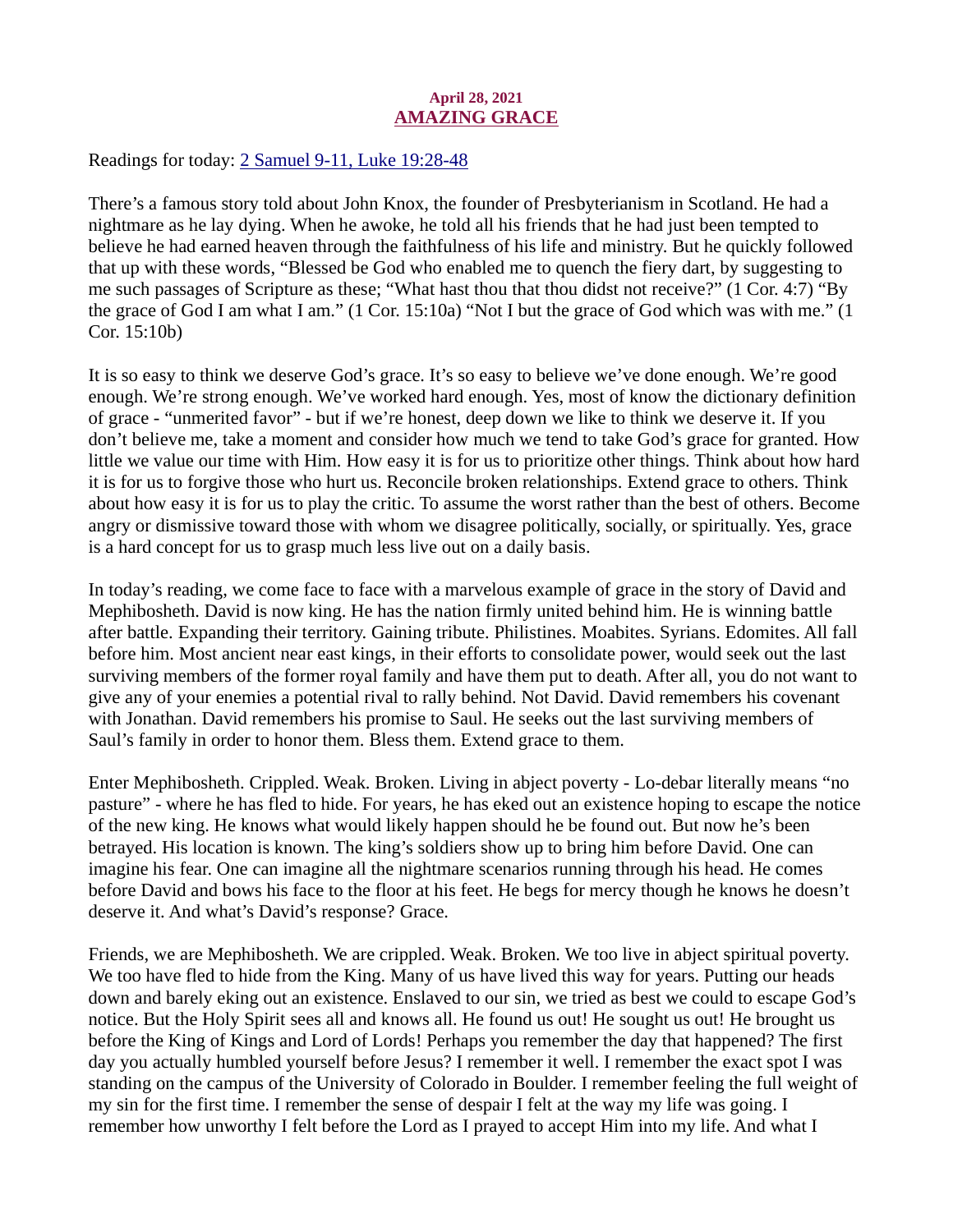April 28, 2021

# AMAZING GRACE

Readings for today: [2 Samuel 9-11, Luke 19:28-48]

There's a famous story told about John Knox, the founder of Presbyterianism in Scotland. He had a nightmare as he lay dying. When he awoke, he told all his friends that he had just been tempted to believe he had earned heaven through the faithfulness of his life and ministry. But he quickly followed that up with these words, "Blessed be God who enabled me to quench the fiery dart, by suggesting to me such passages of Scripture as these; "What hast thou that thou didst not receive?" (1 Cor. 4:7) "By the grace of God I am what I am." (1 Cor. 15:10a) "Not I but the grace of God which was with me." (1 Cor. 15:10b)

It is so easy to think we deserve God's grace. It's so easy to believe we've done enough. We're good enough. We're strong enough. We've worked hard enough. Yes, most of know the dictionary definition of grace - "unmerited favor" - but if we're honest, deep down we like to think we deserve it. If you don't believe me, take a moment and consider how much we tend to take God's grace for granted. How little we value our time with Him. How easy it is for us to prioritize other things. Think about how hard it is for us to forgive those who hurt us. Reconcile broken relationships. Extend grace to others. Think about how easy it is for us to play the critic. To assume the worst rather than the best of others. Become angry or dismissive toward those with whom we disagree politically, socially, or spiritually. Yes, grace is a hard concept for us to grasp much less live out on a daily basis.

In today's reading, we come face to face with a marvelous example of grace in the story of David and Mephibosheth. David is now king. He has the nation firmly united behind him. He is winning battle after battle. Expanding their territory. Gaining tribute. Philistines. Moabites. Syrians. Edomites. All fall before him. Most ancient near east kings, in their efforts to consolidate power, would seek out the last surviving members of the former royal family and have them put to death. After all, you do not want to give any of your enemies a potential rival to rally behind. Not David. David remembers his covenant with Jonathan. David remembers his promise to Saul. He seeks out the last surviving members of Saul's family in order to honor them. Bless them. Extend grace to them.

Enter Mephibosheth. Crippled. Weak. Broken. Living in abject poverty - Lo-debar literally means "no pasture" - where he has fled to hide. For years, he has eked out an existence hoping to escape the notice of the new king. He knows what would likely happen should he be found out. But now he's been betrayed. His location is known. The king's soldiers show up to bring him before David. One can imagine his fear. One can imagine all the nightmare scenarios running through his head. He comes before David and bows his face to the floor at his feet. He begs for mercy though he knows he doesn't deserve it. And what's David's response? Grace.

Friends, we are Mephibosheth. We are crippled. Weak. Broken. We too live in abject spiritual poverty. We too have fled to hide from the King. Many of us have lived this way for years. Putting our heads down and barely eking out an existence. Enslaved to our sin, we tried as best we could to escape God's notice. But the Holy Spirit sees all and knows all. He found us out! He sought us out! He brought us before the King of Kings and Lord of Lords! Perhaps you remember the day that happened? The first day you actually humbled yourself before Jesus? I remember it well. I remember the exact spot I was standing on the campus of the University of Colorado in Boulder. I remember feeling the full weight of my sin for the first time. I remember the sense of despair I felt at the way my life was going. I remember how unworthy I felt before the Lord as I prayed to accept Him into my life. And what I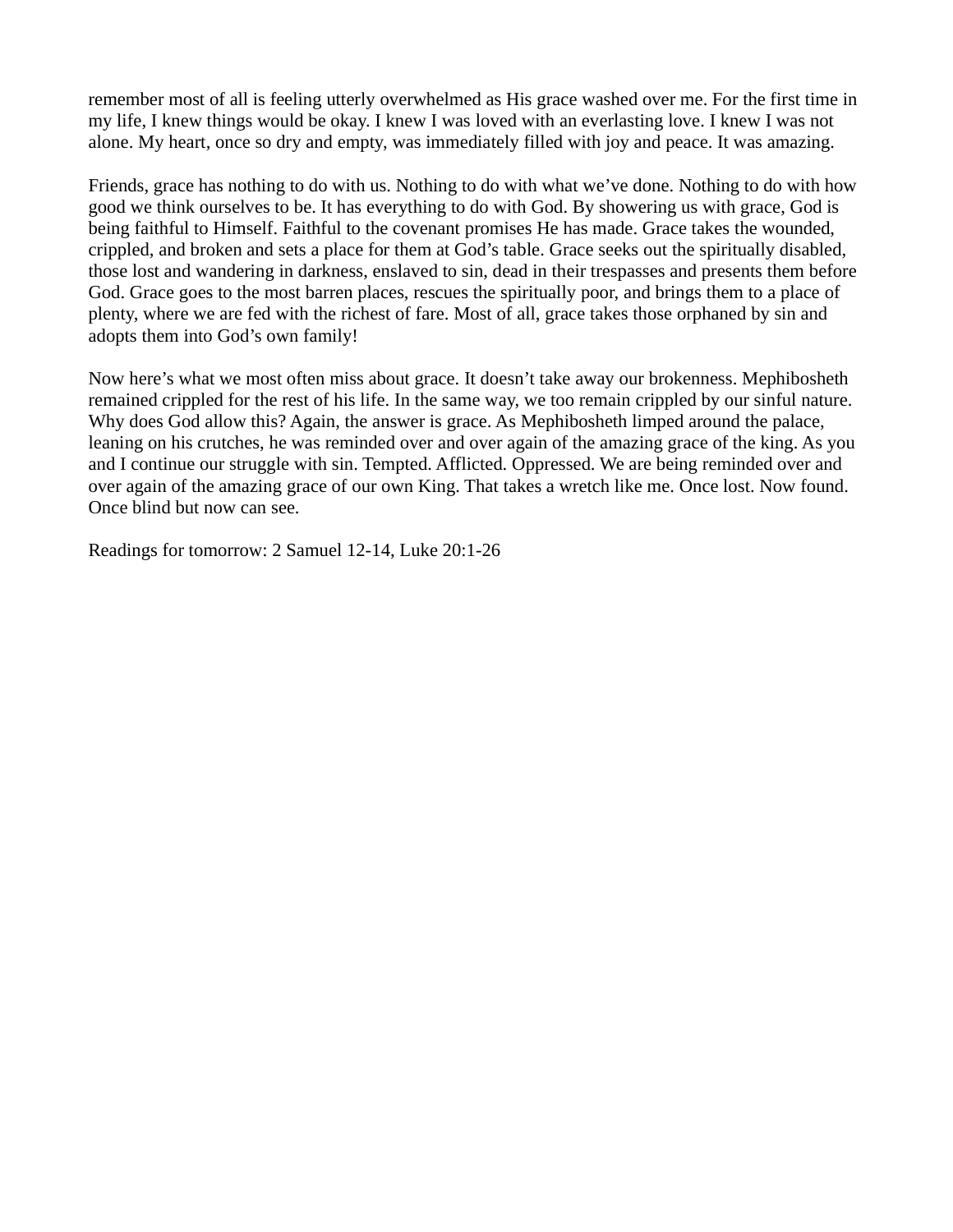remember most of all is feeling utterly overwhelmed as His grace washed over me. For the first time in my life, I knew things would be okay. I knew I was loved with an everlasting love. I knew I was not alone. My heart, once so dry and empty, was immediately filled with joy and peace. It was amazing.

Friends, grace has nothing to do with us. Nothing to do with what we've done. Nothing to do with how good we think ourselves to be. It has everything to do with God. By showering us with grace, God is being faithful to Himself. Faithful to the covenant promises He has made. Grace takes the wounded, crippled, and broken and sets a place for them at God's table. Grace seeks out the spiritually disabled, those lost and wandering in darkness, enslaved to sin, dead in their trespasses and presents them before God. Grace goes to the most barren places, rescues the spiritually poor, and brings them to a place of plenty, where we are fed with the richest of fare. Most of all, grace takes those orphaned by sin and adopts them into God's own family!

Now here's what we most often miss about grace. It doesn't take away our brokenness. Mephibosheth remained crippled for the rest of his life. In the same way, we too remain crippled by our sinful nature. Why does God allow this? Again, the answer is grace. As Mephibosheth limped around the palace, leaning on his crutches, he was reminded over and over again of the amazing grace of the king. As you and I continue our struggle with sin. Tempted. Afflicted. Oppressed. We are being reminded over and over again of the amazing grace of our own King. That takes a wretch like me. Once lost. Now found. Once blind but now can see.

Readings for tomorrow: 2 Samuel 12-14, Luke 20:1-26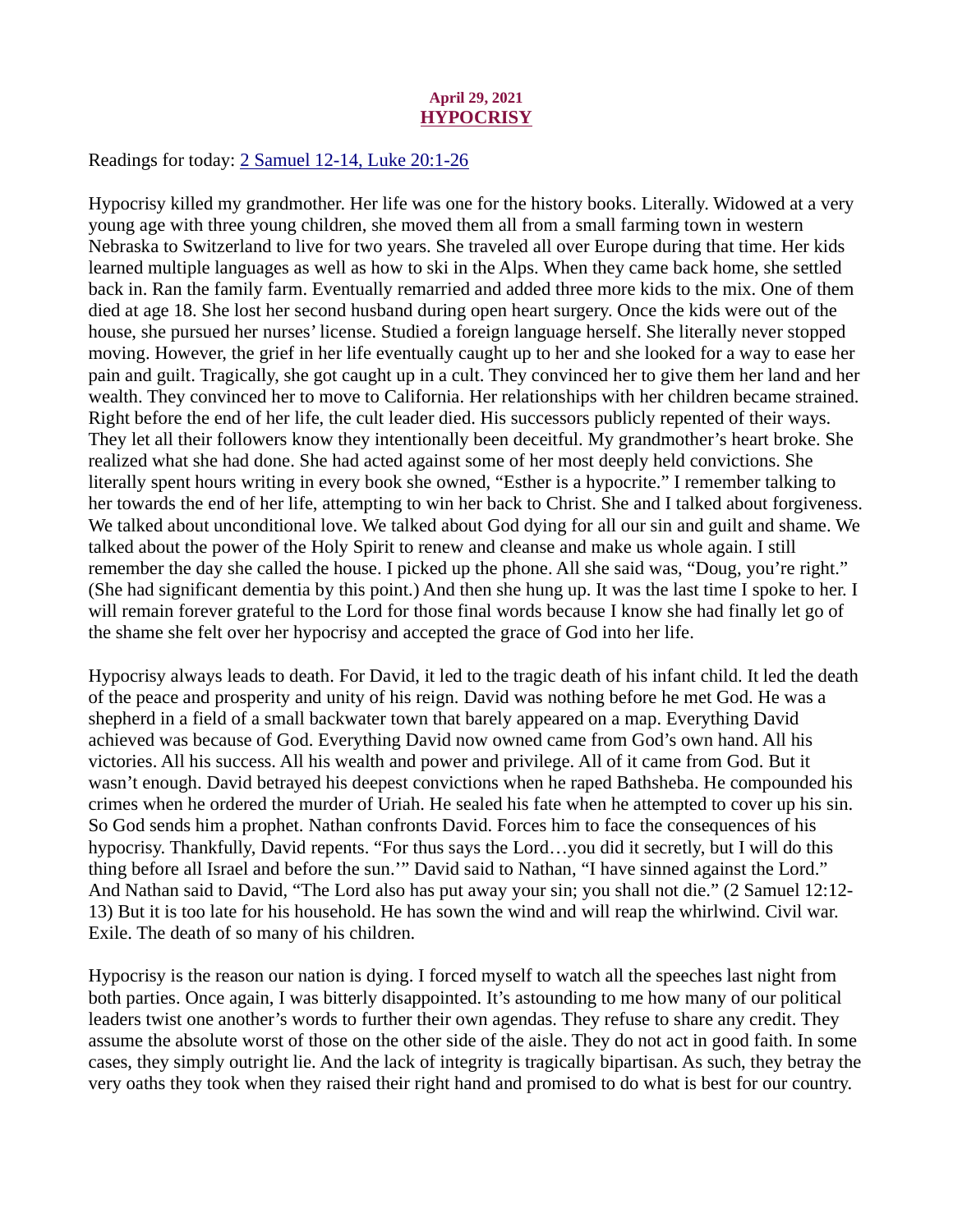April 29, 2021
# HYPOCRISY

Readings for today: 2 Samuel 12-14, Luke 20:1-26

Hypocrisy killed my grandmother. Her life was one for the history books. Literally. Widowed at a very young age with three young children, she moved them all from a small farming town in western Nebraska to Switzerland to live for two years. She traveled all over Europe during that time. Her kids learned multiple languages as well as how to ski in the Alps. When they came back home, she settled back in. Ran the family farm. Eventually remarried and added three more kids to the mix. One of them died at age 18. She lost her second husband during open heart surgery. Once the kids were out of the house, she pursued her nurses' license. Studied a foreign language herself. She literally never stopped moving. However, the grief in her life eventually caught up to her and she looked for a way to ease her pain and guilt. Tragically, she got caught up in a cult. They convinced her to give them her land and her wealth. They convinced her to move to California. Her relationships with her children became strained. Right before the end of her life, the cult leader died. His successors publicly repented of their ways. They let all their followers know they intentionally been deceitful. My grandmother's heart broke. She realized what she had done. She had acted against some of her most deeply held convictions. She literally spent hours writing in every book she owned, "Esther is a hypocrite." I remember talking to her towards the end of her life, attempting to win her back to Christ. She and I talked about forgiveness. We talked about unconditional love. We talked about God dying for all our sin and guilt and shame. We talked about the power of the Holy Spirit to renew and cleanse and make us whole again. I still remember the day she called the house. I picked up the phone. All she said was, "Doug, you're right." (She had significant dementia by this point.) And then she hung up. It was the last time I spoke to her. I will remain forever grateful to the Lord for those final words because I know she had finally let go of the shame she felt over her hypocrisy and accepted the grace of God into her life.

Hypocrisy always leads to death. For David, it led to the tragic death of his infant child. It led the death of the peace and prosperity and unity of his reign. David was nothing before he met God. He was a shepherd in a field of a small backwater town that barely appeared on a map. Everything David achieved was because of God. Everything David now owned came from God's own hand. All his victories. All his success. All his wealth and power and privilege. All of it came from God. But it wasn't enough. David betrayed his deepest convictions when he raped Bathsheba. He compounded his crimes when he ordered the murder of Uriah. He sealed his fate when he attempted to cover up his sin. So God sends him a prophet. Nathan confronts David. Forces him to face the consequences of his hypocrisy. Thankfully, David repents. "For thus says the Lord…you did it secretly, but I will do this thing before all Israel and before the sun.'" David said to Nathan, "I have sinned against the Lord." And Nathan said to David, "The Lord also has put away your sin; you shall not die." (2 Samuel 12:12-13) But it is too late for his household. He has sown the wind and will reap the whirlwind. Civil war. Exile. The death of so many of his children.

Hypocrisy is the reason our nation is dying. I forced myself to watch all the speeches last night from both parties. Once again, I was bitterly disappointed. It's astounding to me how many of our political leaders twist one another's words to further their own agendas. They refuse to share any credit. They assume the absolute worst of those on the other side of the aisle. They do not act in good faith. In some cases, they simply outright lie. And the lack of integrity is tragically bipartisan. As such, they betray the very oaths they took when they raised their right hand and promised to do what is best for our country.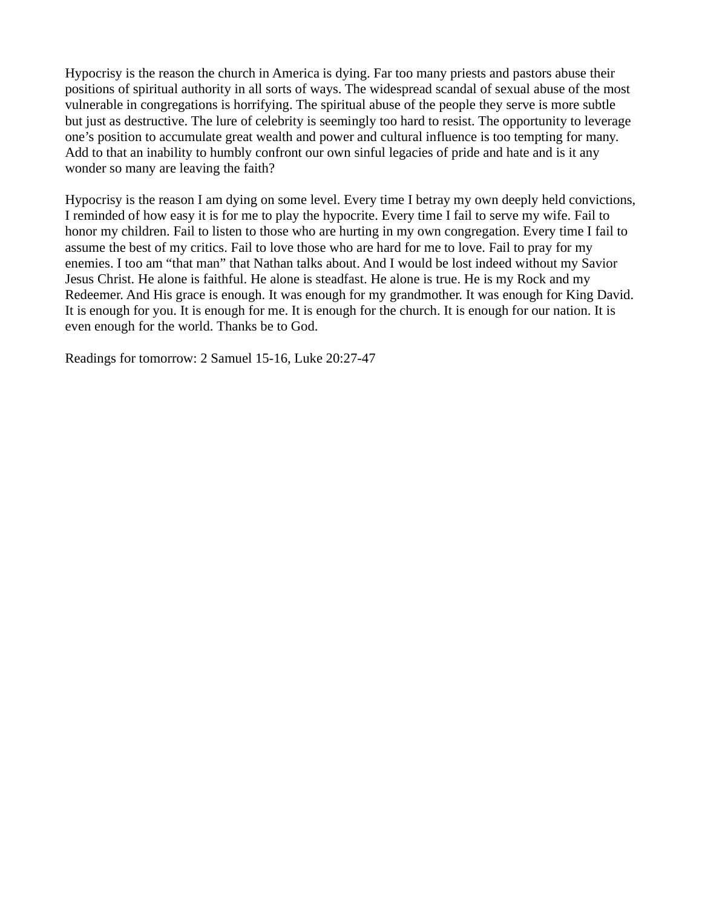Hypocrisy is the reason the church in America is dying. Far too many priests and pastors abuse their positions of spiritual authority in all sorts of ways. The widespread scandal of sexual abuse of the most vulnerable in congregations is horrifying. The spiritual abuse of the people they serve is more subtle but just as destructive. The lure of celebrity is seemingly too hard to resist. The opportunity to leverage one's position to accumulate great wealth and power and cultural influence is too tempting for many. Add to that an inability to humbly confront our own sinful legacies of pride and hate and is it any wonder so many are leaving the faith?

Hypocrisy is the reason I am dying on some level. Every time I betray my own deeply held convictions, I reminded of how easy it is for me to play the hypocrite. Every time I fail to serve my wife. Fail to honor my children. Fail to listen to those who are hurting in my own congregation. Every time I fail to assume the best of my critics. Fail to love those who are hard for me to love. Fail to pray for my enemies. I too am "that man" that Nathan talks about. And I would be lost indeed without my Savior Jesus Christ. He alone is faithful. He alone is steadfast. He alone is true. He is my Rock and my Redeemer. And His grace is enough. It was enough for my grandmother. It was enough for King David. It is enough for you. It is enough for me. It is enough for the church. It is enough for our nation. It is even enough for the world. Thanks be to God.

Readings for tomorrow: 2 Samuel 15-16, Luke 20:27-47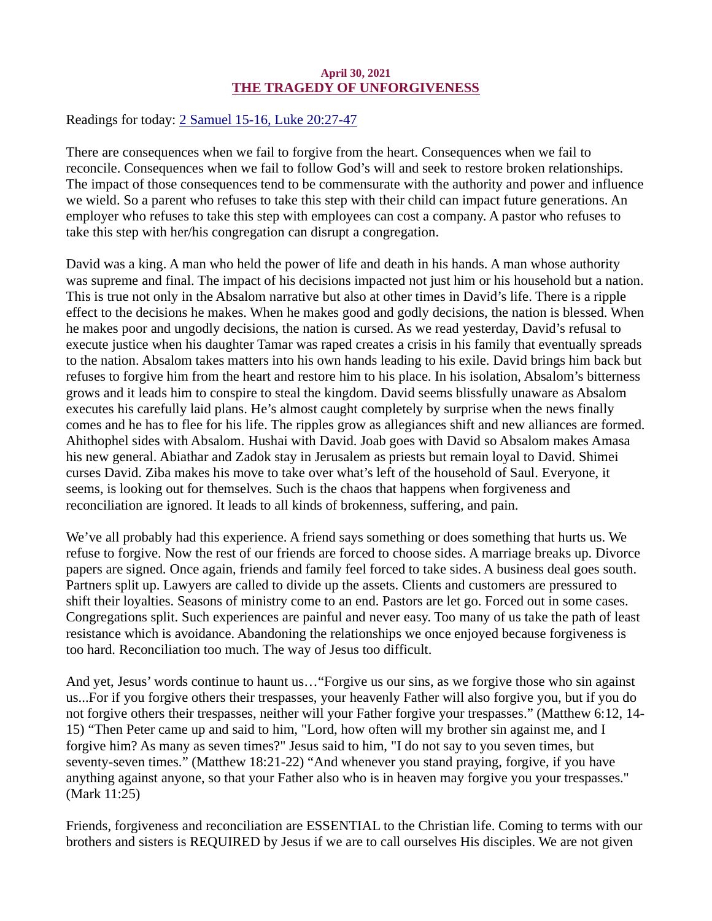**April 30, 2021**

## THE TRAGEDY OF UNFORGIVENESS

Readings for today: [2 Samuel 15-16, Luke 20:27-47]()

There are consequences when we fail to forgive from the heart. Consequences when we fail to reconcile. Consequences when we fail to follow God's will and seek to restore broken relationships. The impact of those consequences tend to be commensurate with the authority and power and influence we wield. So a parent who refuses to take this step with their child can impact future generations. An employer who refuses to take this step with employees can cost a company. A pastor who refuses to take this step with her/his congregation can disrupt a congregation.

David was a king. A man who held the power of life and death in his hands. A man whose authority was supreme and final. The impact of his decisions impacted not just him or his household but a nation. This is true not only in the Absalom narrative but also at other times in David's life. There is a ripple effect to the decisions he makes. When he makes good and godly decisions, the nation is blessed. When he makes poor and ungodly decisions, the nation is cursed. As we read yesterday, David's refusal to execute justice when his daughter Tamar was raped creates a crisis in his family that eventually spreads to the nation. Absalom takes matters into his own hands leading to his exile. David brings him back but refuses to forgive him from the heart and restore him to his place. In his isolation, Absalom's bitterness grows and it leads him to conspire to steal the kingdom. David seems blissfully unaware as Absalom executes his carefully laid plans. He's almost caught completely by surprise when the news finally comes and he has to flee for his life. The ripples grow as allegiances shift and new alliances are formed. Ahithophel sides with Absalom. Hushai with David. Joab goes with David so Absalom makes Amasa his new general. Abiathar and Zadok stay in Jerusalem as priests but remain loyal to David. Shimei curses David. Ziba makes his move to take over what's left of the household of Saul. Everyone, it seems, is looking out for themselves. Such is the chaos that happens when forgiveness and reconciliation are ignored. It leads to all kinds of brokenness, suffering, and pain.

We've all probably had this experience. A friend says something or does something that hurts us. We refuse to forgive. Now the rest of our friends are forced to choose sides. A marriage breaks up. Divorce papers are signed. Once again, friends and family feel forced to take sides. A business deal goes south. Partners split up. Lawyers are called to divide up the assets. Clients and customers are pressured to shift their loyalties. Seasons of ministry come to an end. Pastors are let go. Forced out in some cases. Congregations split. Such experiences are painful and never easy. Too many of us take the path of least resistance which is avoidance. Abandoning the relationships we once enjoyed because forgiveness is too hard. Reconciliation too much. The way of Jesus too difficult.

And yet, Jesus' words continue to haunt us…"Forgive us our sins, as we forgive those who sin against us...For if you forgive others their trespasses, your heavenly Father will also forgive you, but if you do not forgive others their trespasses, neither will your Father forgive your trespasses." (Matthew 6:12, 14-15) "Then Peter came up and said to him, "Lord, how often will my brother sin against me, and I forgive him? As many as seven times?" Jesus said to him, "I do not say to you seven times, but seventy-seven times." (Matthew 18:21-22) "And whenever you stand praying, forgive, if you have anything against anyone, so that your Father also who is in heaven may forgive you your trespasses." (Mark 11:25)

Friends, forgiveness and reconciliation are ESSENTIAL to the Christian life. Coming to terms with our brothers and sisters is REQUIRED by Jesus if we are to call ourselves His disciples. We are not given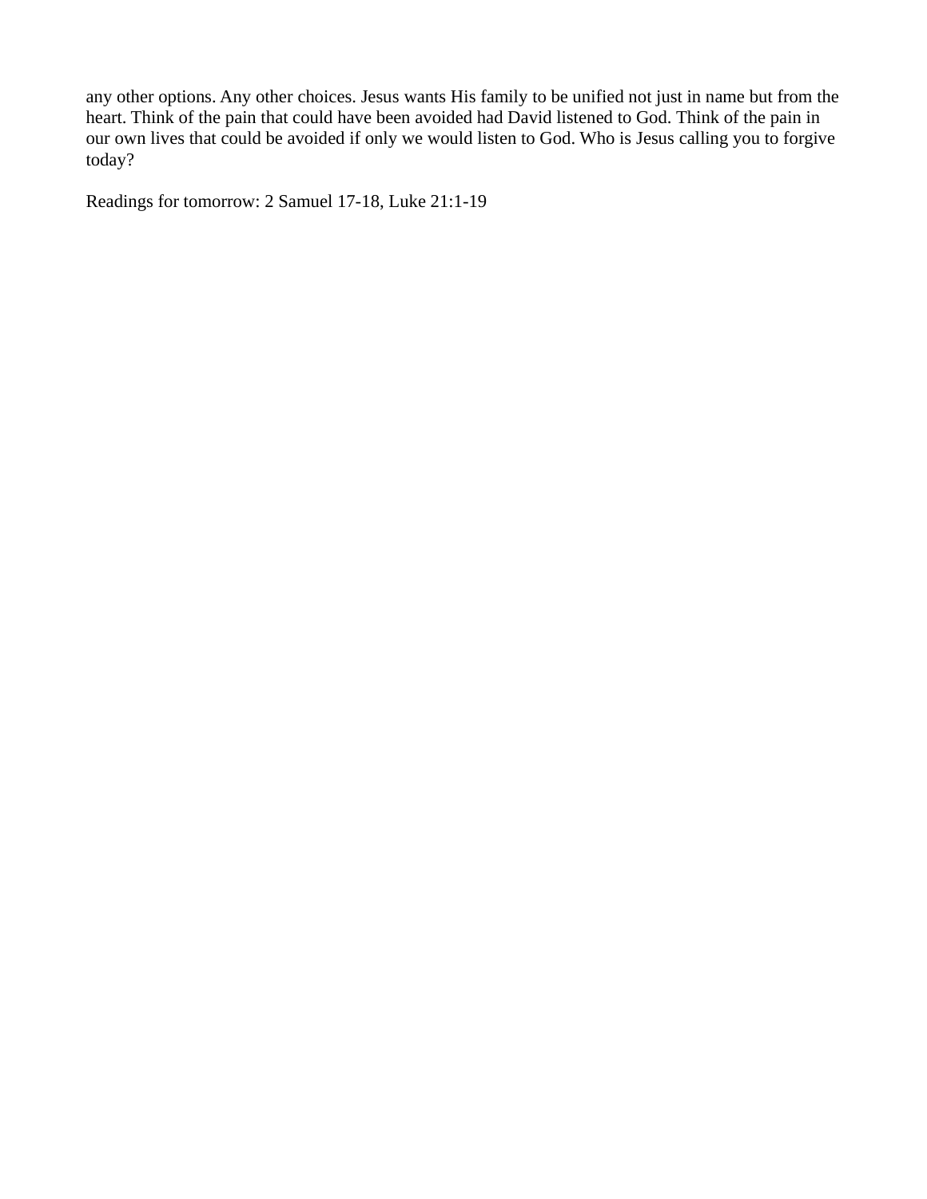any other options. Any other choices. Jesus wants His family to be unified not just in name but from the heart. Think of the pain that could have been avoided had David listened to God. Think of the pain in our own lives that could be avoided if only we would listen to God. Who is Jesus calling you to forgive today?

Readings for tomorrow: 2 Samuel 17-18, Luke 21:1-19